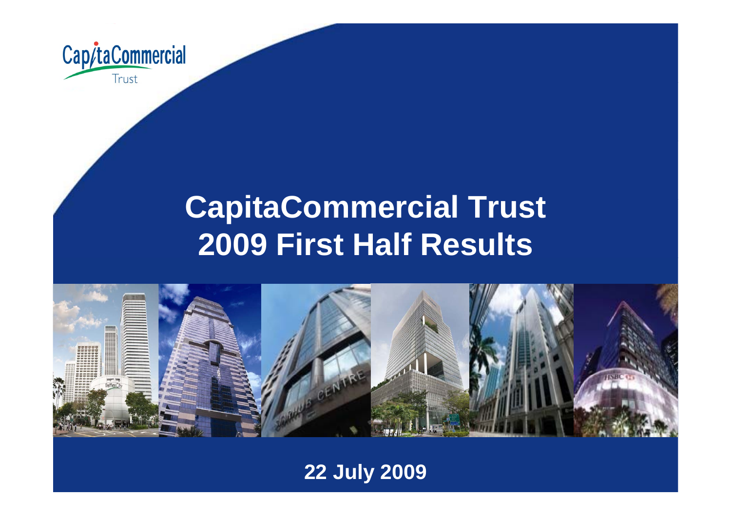CapitaCommercial Trust

# CapitaCommercial Trust 2009 First Half Results

**22 July 2009**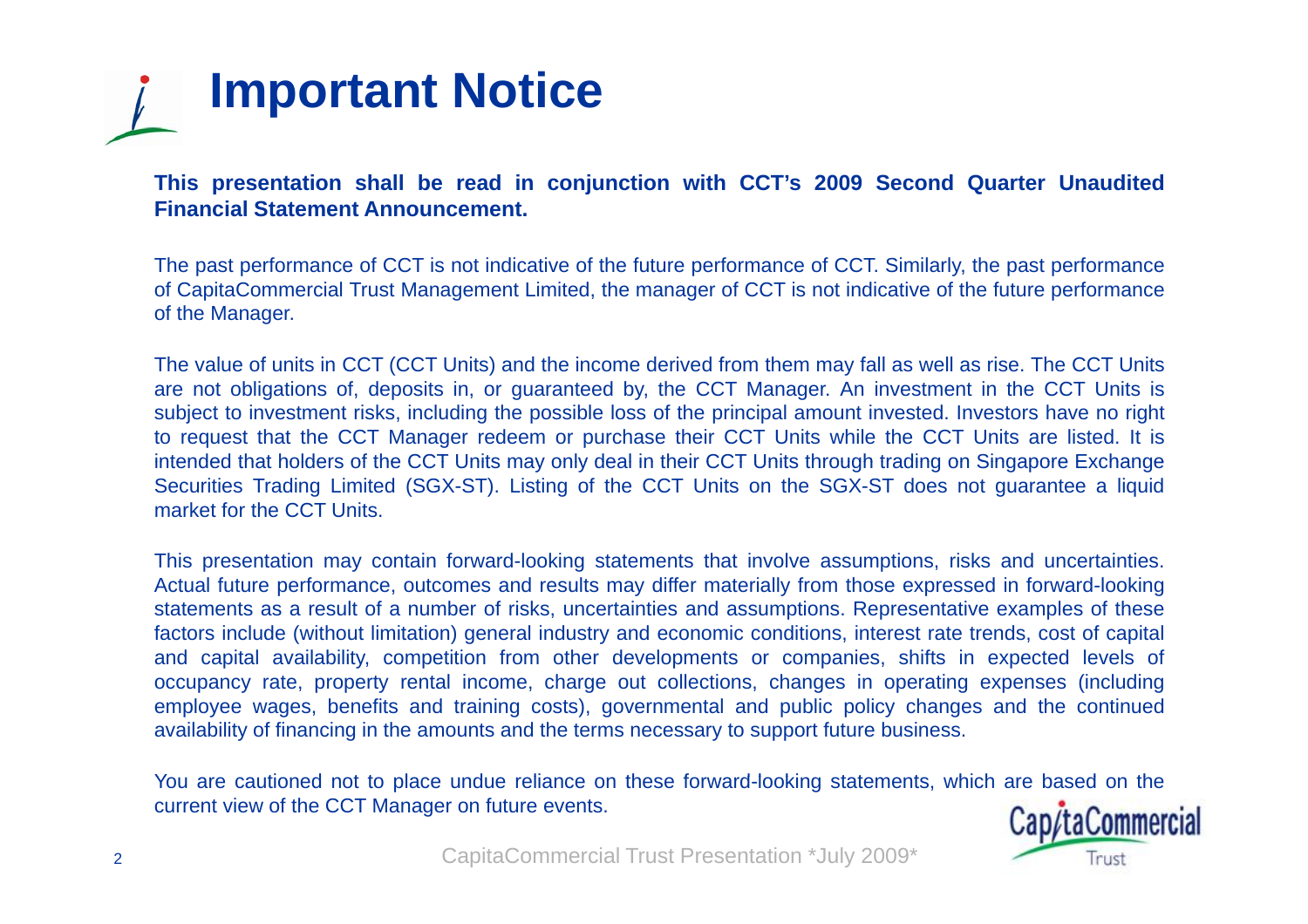# Important Notice

**This presentation shall be read in conjunction with CCT's 2009 Second Quarter Unaudited Financial Statement Announcement.**

The past performance of CCT is not indicative of the future performance of CCT. Similarly, the past performance of CapitaCommercial Trust Management Limited, the manager of CCT is not indicative of the future performance of the Manager.

The value of units in CCT (CCT Units) and the income derived from them may fall as well as rise. The CCT Units are not obligations of, deposits in, or guaranteed by, the CCT Manager. An investment in the CCT Units is subject to investment risks, including the possible loss of the principal amount invested. Investors have no right to request that the CCT Manager redeem or purchase their CCT Units while the CCT Units are listed. It is intended that holders of the CCT Units may only deal in their CCT Units through trading on Singapore Exchange Securities Trading Limited (SGX-ST). Listing of the CCT Units on the SGX-ST does not guarantee a liquid market for the CCT Units.

This presentation may contain forward-looking statements that involve assumptions, risks and uncertainties. Actual future performance, outcomes and results may differ materially from those expressed in forward-looking statements as a result of a number of risks, uncertainties and assumptions. Representative examples of these factors include (without limitation) general industry and economic conditions, interest rate trends, cost of capital and capital availability, competition from other developments or companies, shifts in expected levels of occupancy rate, property rental income, charge out collections, changes in operating expenses (including employee wages, benefits and training costs), governmental and public policy changes and the continued availability of financing in the amounts and the terms necessary to support future business.

You are cautioned not to place undue reliance on these forward-looking statements, which are based on the current view of the CCT Manager on future events.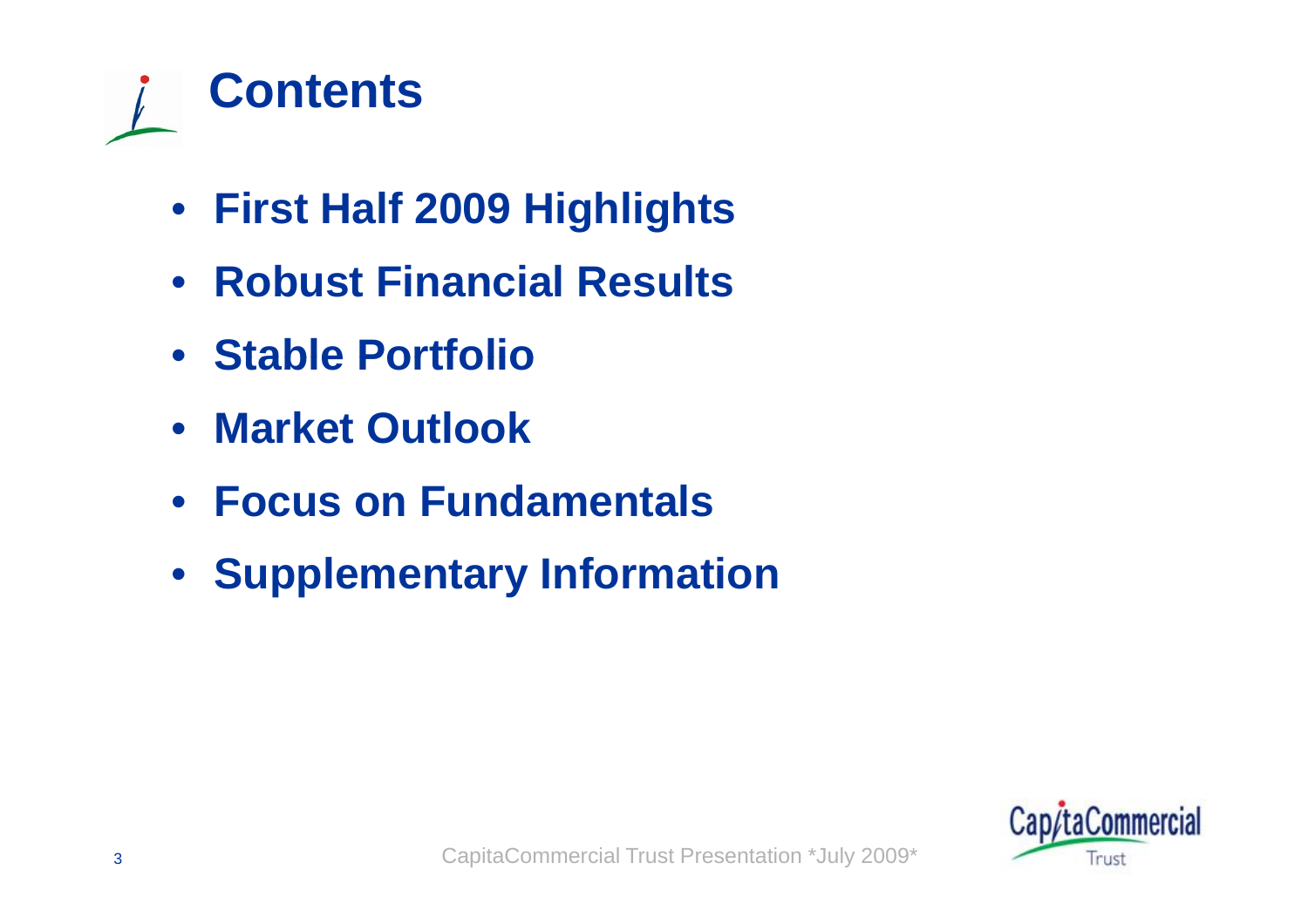# Contents

- **First Half 2009 Highlights**
- **Robust Financial Results**
- **Stable Portfolio**
- **Market Outlook**
- **Focus on Fundamentals**
- **Supplementary Information**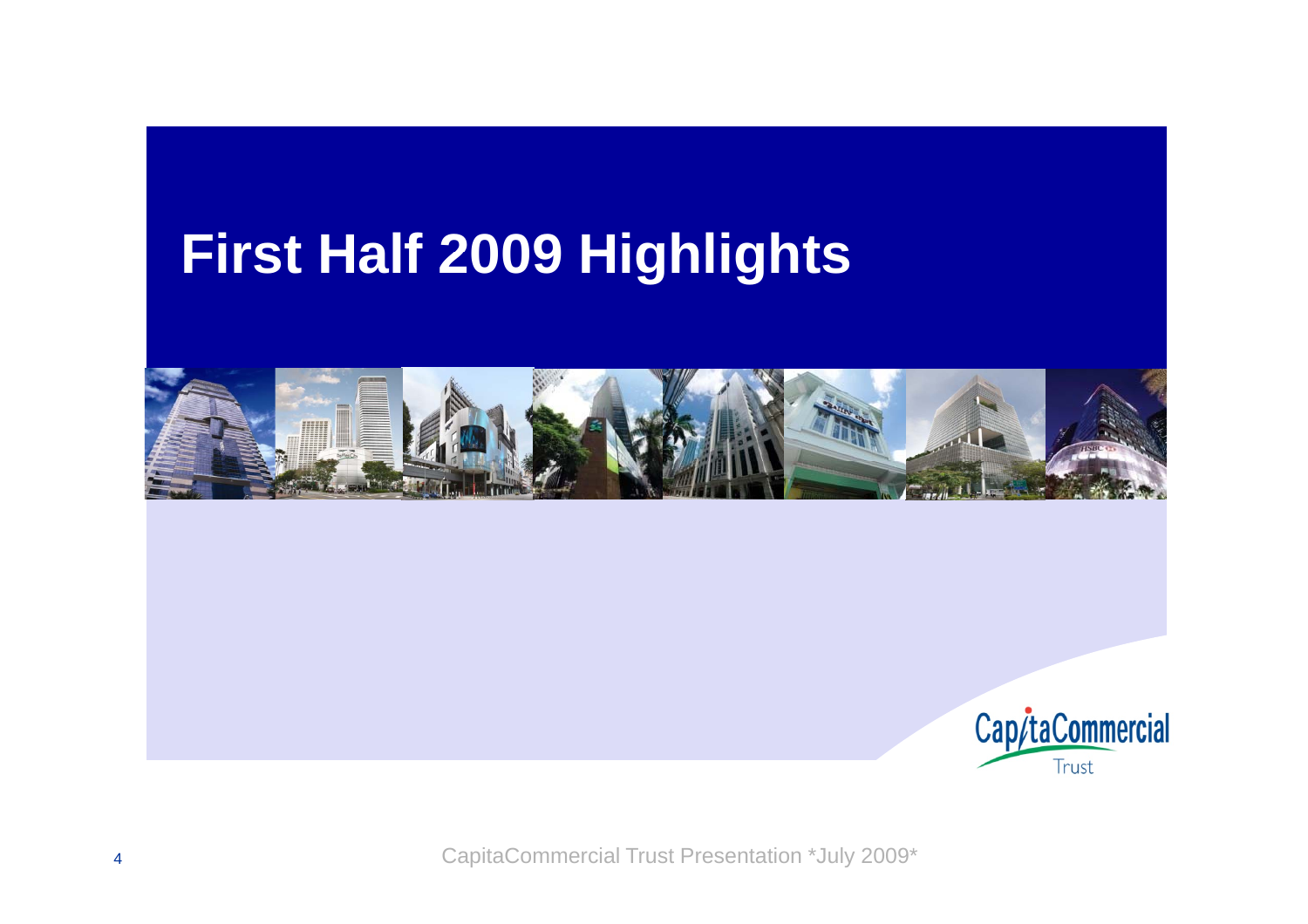# First Half 2009 Highlights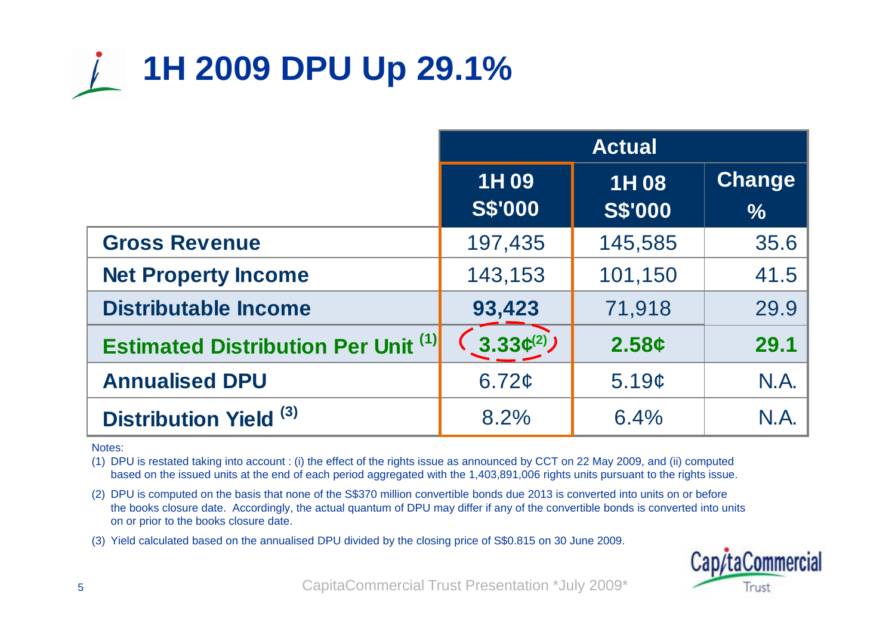# 1H 2009 DPU Up 29.1%

| | Actual | | |
|---|---|---|---|
| | 1H 09 S$'000 | 1H 08 S$'000 | Change % |
| **Gross Revenue** | 197,435 | 145,585 | 35.6 |
| **Net Property Income** | 143,153 | 101,150 | 41.5 |
| **Distributable Income** | **93,423** | 71,918 | 29.9 |
| **Estimated Distribution Per Unit** (1) | **3.33¢**(2) | **2.58¢** | **29.1** |
| **Annualised DPU** | 6.72¢ | 5.19¢ | N.A. |
| **Distribution Yield** (3) | 8.2% | 6.4% | N.A. |

Notes:

(1) DPU is restated taking into account : (i) the effect of the rights issue as announced by CCT on 22 May 2009, and (ii) computed based on the issued units at the end of each period aggregated with the 1,403,891,006 rights units pursuant to the rights issue.

(2) DPU is computed on the basis that none of the S$370 million convertible bonds due 2013 is converted into units on or before the books closure date. Accordingly, the actual quantum of DPU may differ if any of the convertible bonds is converted into units on or prior to the books closure date.

(3) Yield calculated based on the annualised DPU divided by the closing price of S$0.815 on 30 June 2009.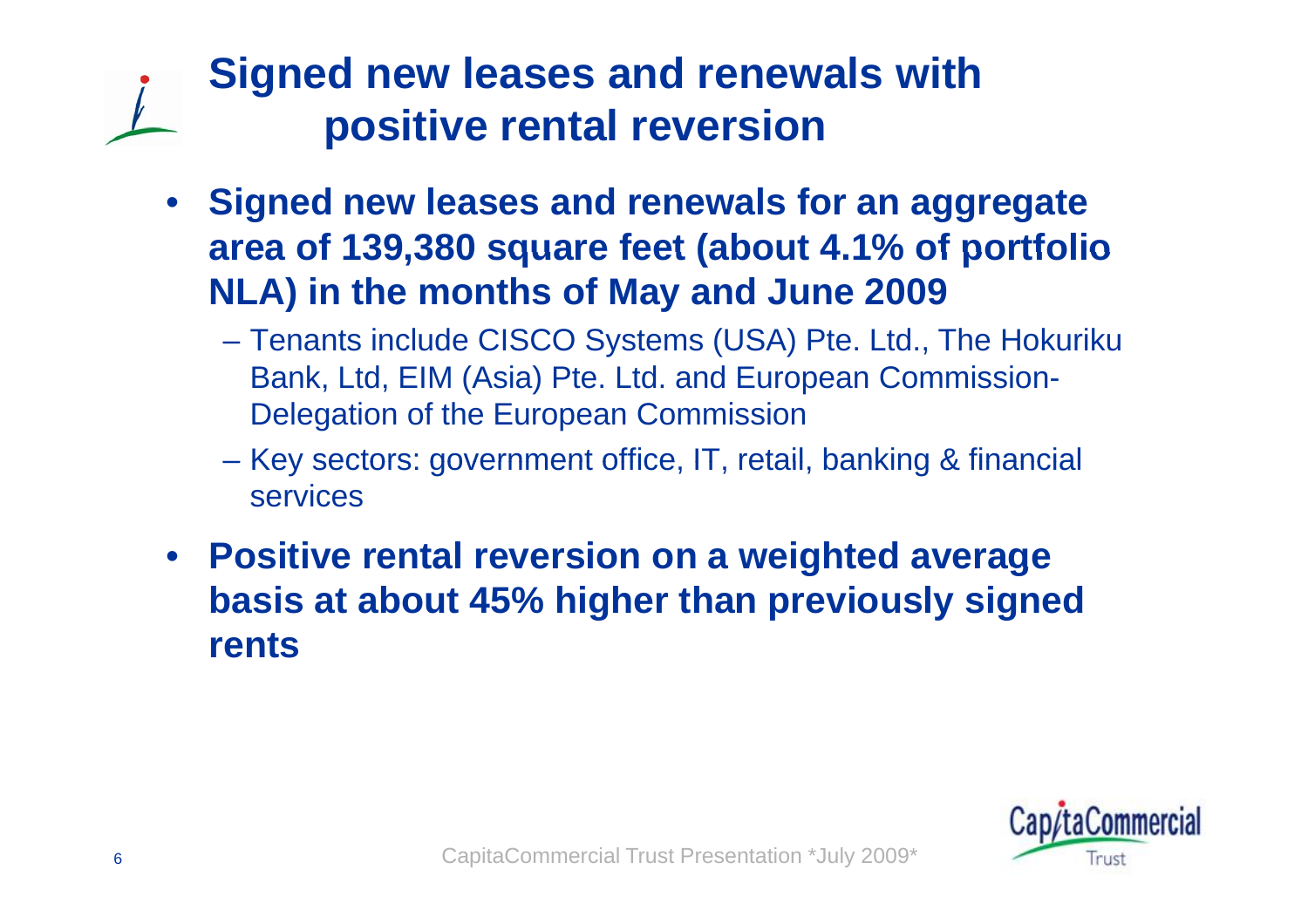# Signed new leases and renewals with positive rental reversion

- **Signed new leases and renewals for an aggregate area of 139,380 square feet (about 4.1% of portfolio NLA) in the months of May and June 2009**
  - Tenants include CISCO Systems (USA) Pte. Ltd., The Hokuriku Bank, Ltd, EIM (Asia) Pte. Ltd. and European Commission-Delegation of the European Commission
  - Key sectors: government office, IT, retail, banking & financial services
- **Positive rental reversion on a weighted average basis at about 45% higher than previously signed rents**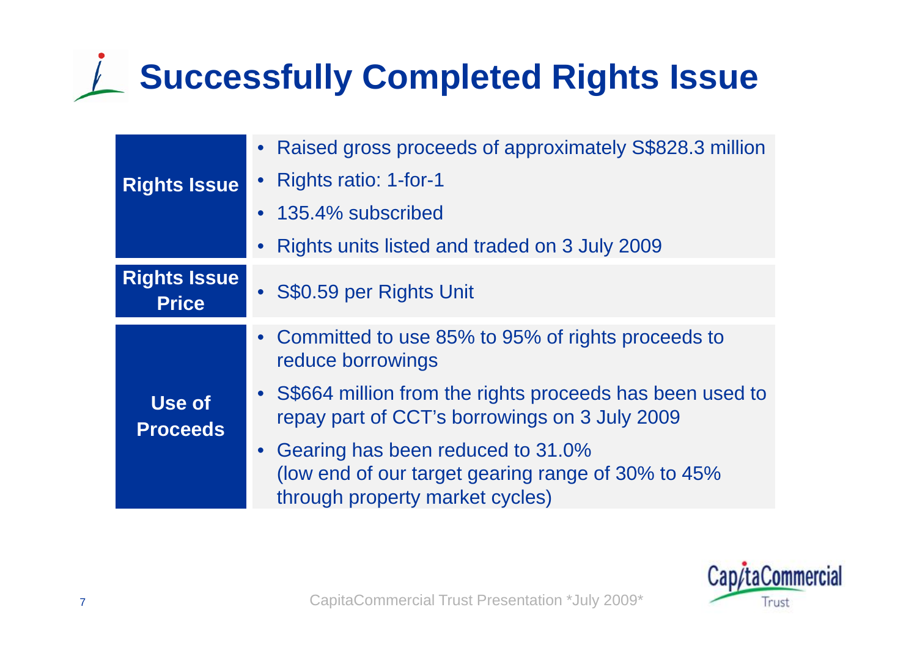# Successfully Completed Rights Issue

| | |
|---|---|
| **Rights Issue** | • Raised gross proceeds of approximately S$828.3 million<br>• Rights ratio: 1-for-1<br>• 135.4% subscribed<br>• Rights units listed and traded on 3 July 2009 |
| **Rights Issue Price** | • S$0.59 per Rights Unit |
| **Use of Proceeds** | • Committed to use 85% to 95% of rights proceeds to reduce borrowings<br>• S$664 million from the rights proceeds has been used to repay part of CCT's borrowings on 3 July 2009<br>• Gearing has been reduced to 31.0% (low end of our target gearing range of 30% to 45% through property market cycles) |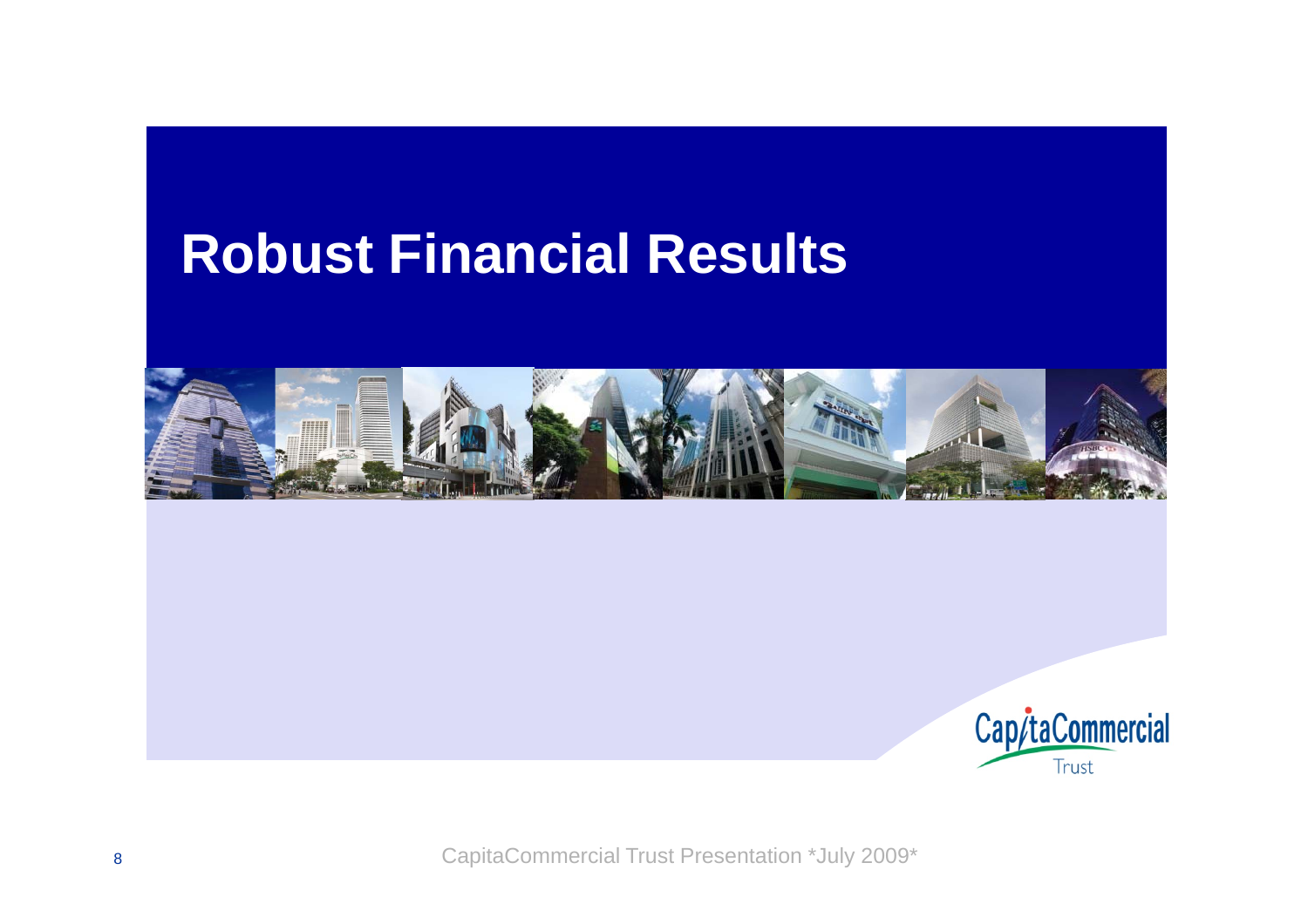# Robust Financial Results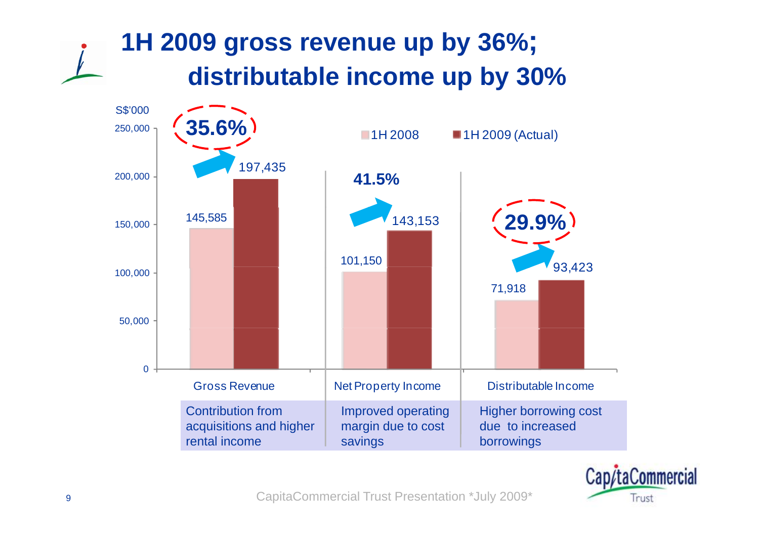# 1H 2009 gross revenue up by 36%; distributable income up by 30%

S$'000

| | 1H 2008 | 1H 2009 (Actual) | Change |
|---|---|---|---|
| Gross Revenue | 145,585 | 197,435 | 35.6% |
| Net Property Income | 101,150 | 143,153 | 41.5% |
| Distributable Income | 71,918 | 93,423 | 29.9% |

| Gross Revenue | Net Property Income | Distributable Income |
|---|---|---|
| Contribution from acquisitions and higher rental income | Improved operating margin due to cost savings | Higher borrowing cost due to increased borrowings |

CapitaCommercial Trust Presentation *July 2009*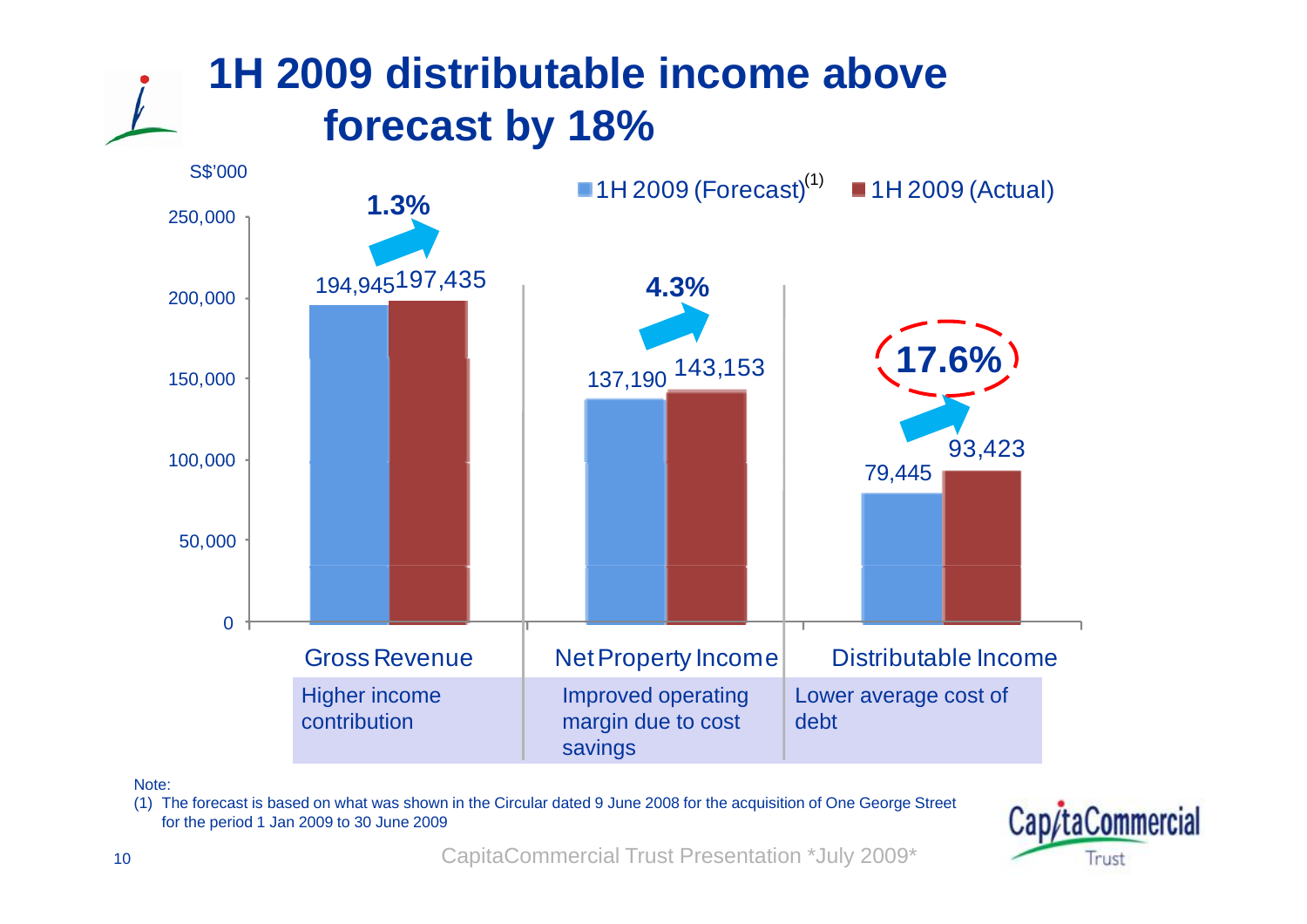# 1H 2009 distributable income above forecast by 18%

S$'000

| | 1H 2009 (Forecast)[1] | 1H 2009 (Actual) | Change |
|---|---|---|---|
| Gross Revenue | 194,945 | 197,435 | 1.3% |
| Net Property Income | 137,190 | 143,153 | 4.3% |
| Distributable Income | 79,445 | 93,423 | 17.6% |

| Gross Revenue | Net Property Income | Distributable Income |
|---|---|---|
| Higher income contribution | Improved operating margin due to cost savings | Lower average cost of debt |

Note:

(1) The forecast is based on what was shown in the Circular dated 9 June 2008 for the acquisition of One George Street for the period 1 Jan 2009 to 30 June 2009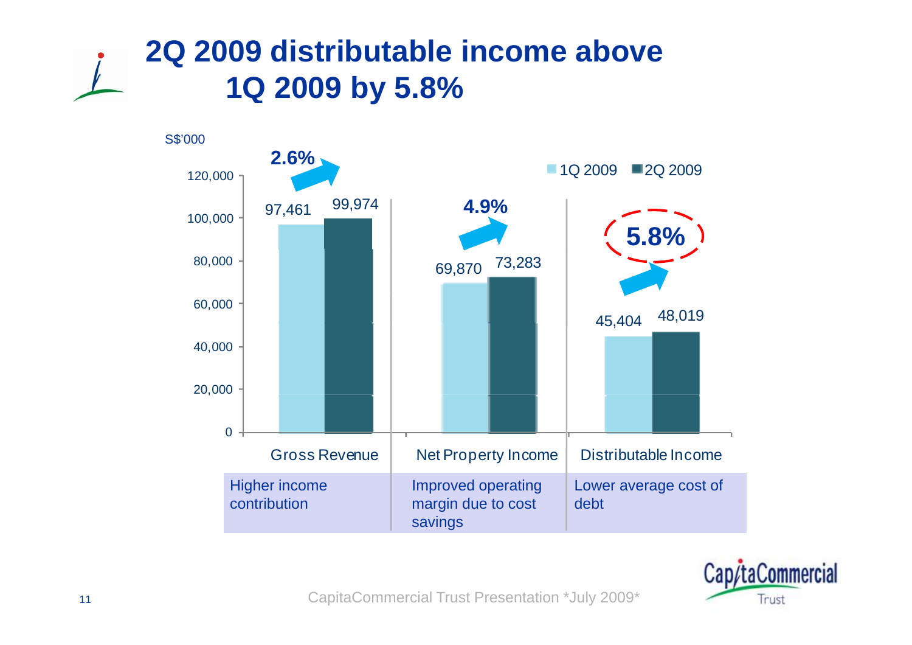# 2Q 2009 distributable income above 1Q 2009 by 5.8%

S$'000

| | 1Q 2009 | 2Q 2009 | Change |
|---|---|---|---|
| Gross Revenue | 97,461 | 99,974 | 2.6% |
| Net Property Income | 69,870 | 73,283 | 4.9% |
| Distributable Income | 45,404 | 48,019 | 5.8% |

| Gross Revenue | Net Property Income | Distributable Income |
|---|---|---|
| Higher income contribution | Improved operating margin due to cost savings | Lower average cost of debt |

CapitaCommercial Trust Presentation *July 2009*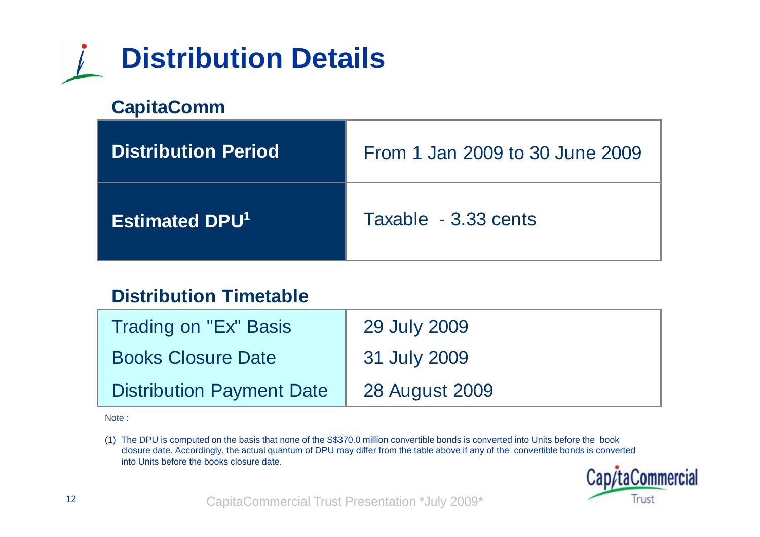# Distribution Details

## CapitaComm

| Distribution Period | From 1 Jan 2009 to 30 June 2009 |
|---|---|
| Estimated DPU[1] | Taxable - 3.33 cents |

## Distribution Timetable

| Trading on "Ex" Basis | 29 July 2009 |
|---|---|
| Books Closure Date | 31 July 2009 |
| Distribution Payment Date | 28 August 2009 |

Note :

(1) The DPU is computed on the basis that none of the S$370.0 million convertible bonds is converted into Units before the book closure date. Accordingly, the actual quantum of DPU may differ from the table above if any of the convertible bonds is converted into Units before the books closure date.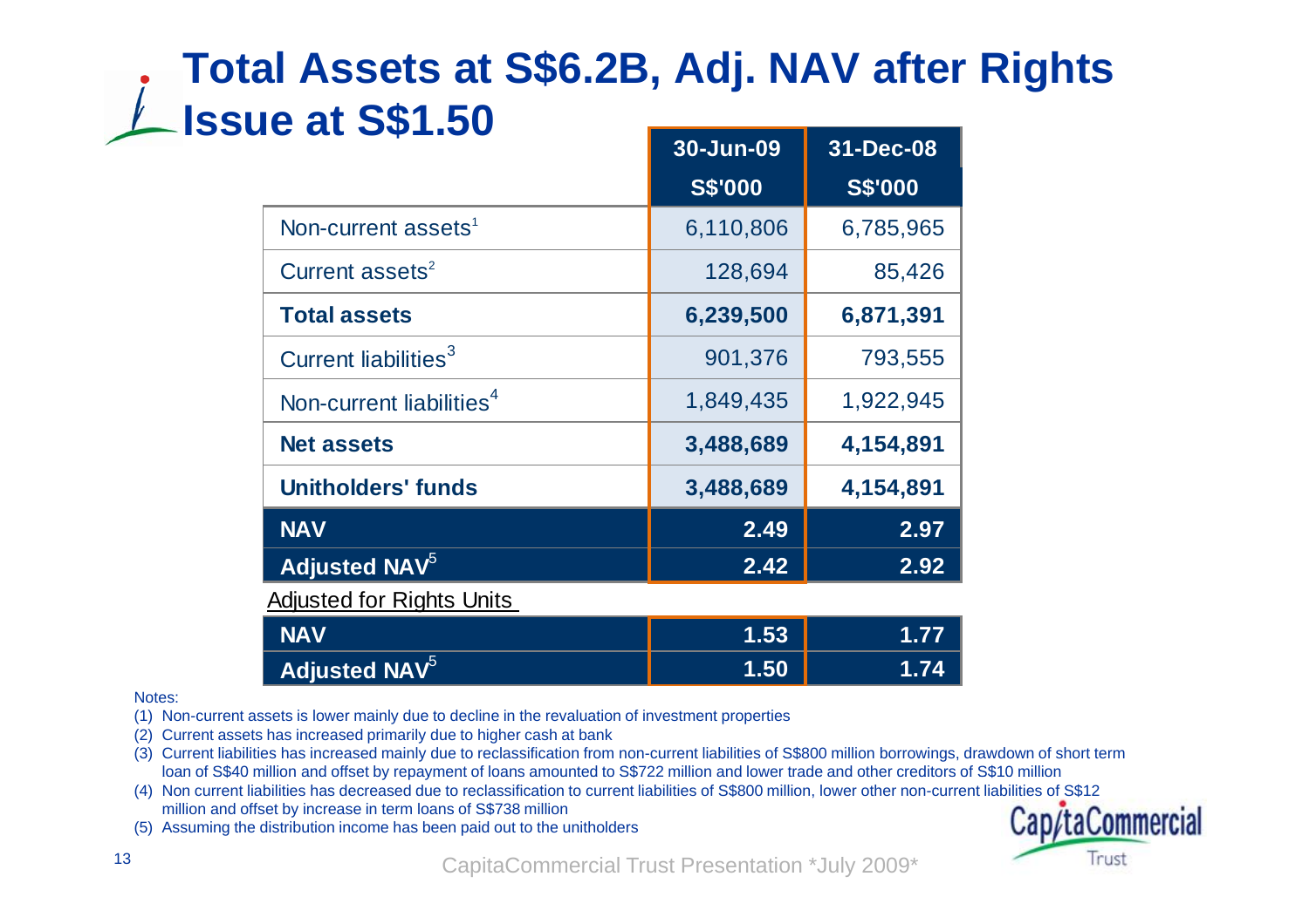# Total Assets at S$6.2B, Adj. NAV after Rights Issue at S$1.50

| | 30-Jun-09 S$'000 | 31-Dec-08 S$'000 |
|---|---|---|
| Non-current assets[1] | 6,110,806 | 6,785,965 |
| Current assets[2] | 128,694 | 85,426 |
| **Total assets** | **6,239,500** | **6,871,391** |
| Current liabilities[3] | 901,376 | 793,555 |
| Non-current liabilities[4] | 1,849,435 | 1,922,945 |
| **Net assets** | **3,488,689** | **4,154,891** |
| **Unitholders' funds** | **3,488,689** | **4,154,891** |
| **NAV** | **2.49** | **2.97** |
| **Adjusted NAV[5]** | **2.42** | **2.92** |
| Adjusted for Rights Units | | |
| **NAV** | **1.53** | **1.77** |
| **Adjusted NAV[5]** | **1.50** | **1.74** |

Notes:

(1) Non-current assets is lower mainly due to decline in the revaluation of investment properties

(2) Current assets has increased primarily due to higher cash at bank

(3) Current liabilities has increased mainly due to reclassification from non-current liabilities of S$800 million borrowings, drawdown of short term loan of S$40 million and offset by repayment of loans amounted to S$722 million and lower trade and other creditors of S$10 million

(4) Non current liabilities has decreased due to reclassification to current liabilities of S$800 million, lower other non-current liabilities of S$12 million and offset by increase in term loans of S$738 million

(5) Assuming the distribution income has been paid out to the unitholders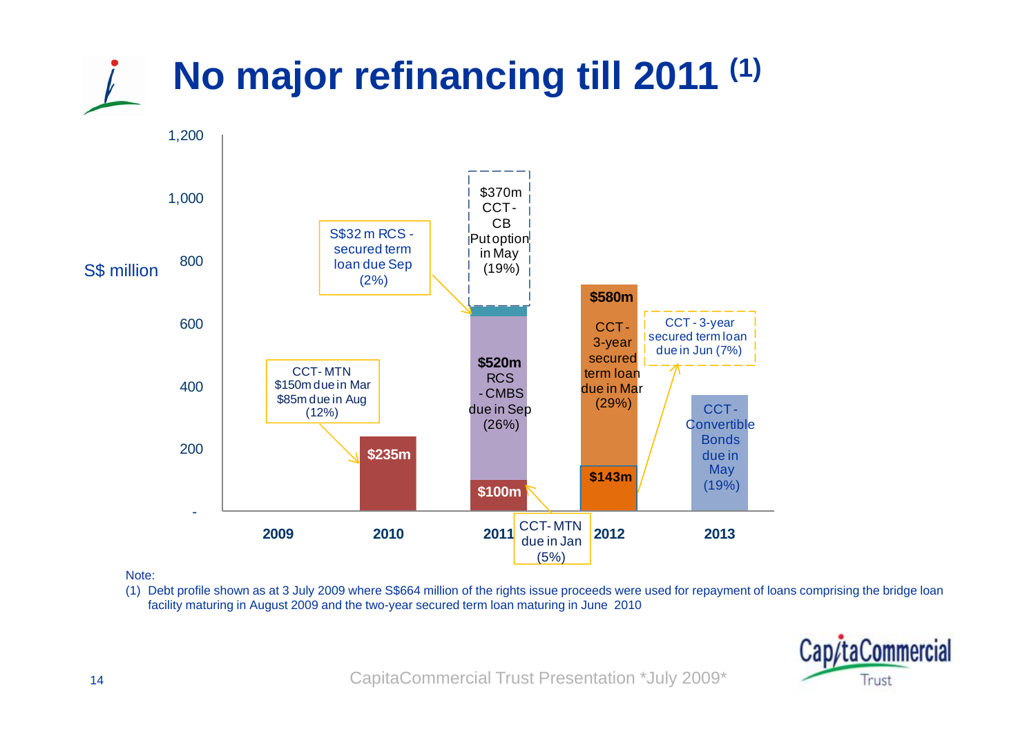# No major refinancing till 2011 [1]

S$ million

| Year | Debt maturing |
| --- | --- |
| 2009 | - |
| 2010 | $235m — CCT- MTN $150m due in Mar, $85m due in Aug (12%) |
| 2011 | $100m — CCT- MTN due in Jan (5%); $520m RCS - CMBS due in Sep (26%); S$32 m RCS - secured term loan due Sep (2%); $370m CCT - CB Put option in May (19%) |
| 2012 | $143m — CCT - 3-year secured term loan due in Jun (7%); $580m CCT - 3-year secured term loan due in Mar (29%) |
| 2013 | CCT - Convertible Bonds due in May (19%) |

Note:

(1) Debt profile shown as at 3 July 2009 where S$664 million of the rights issue proceeds were used for repayment of loans comprising the bridge loan facility maturing in August 2009 and the two-year secured term loan maturing in June 2010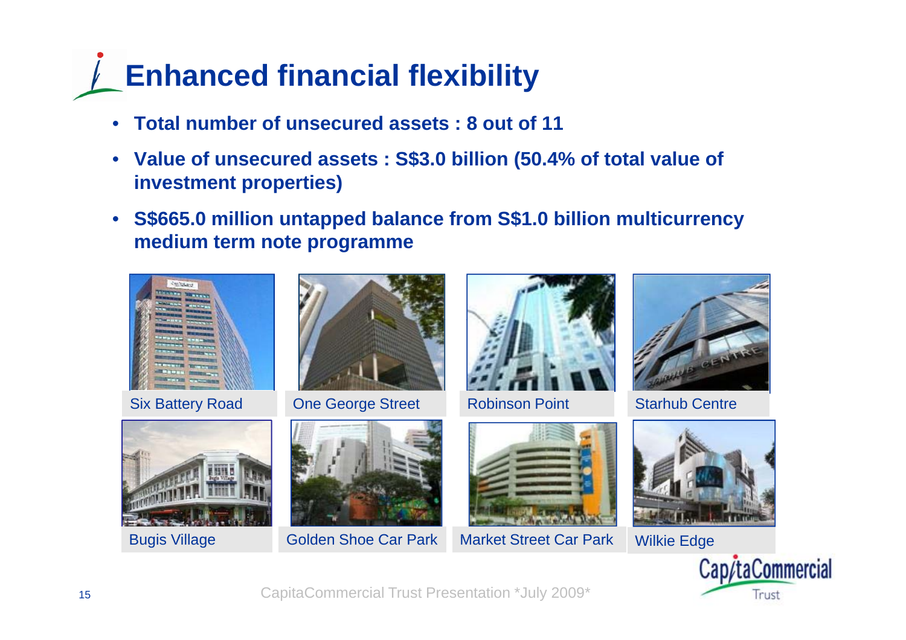# Enhanced financial flexibility

- **Total number of unsecured assets : 8 out of 11**
- **Value of unsecured assets : S$3.0 billion (50.4% of total value of investment properties)**
- **S$665.0 million untapped balance from S$1.0 billion multicurrency medium term note programme**

Six Battery Road

One George Street

Robinson Point

Starhub Centre

Bugis Village

Golden Shoe Car Park

Market Street Car Park

Wilkie Edge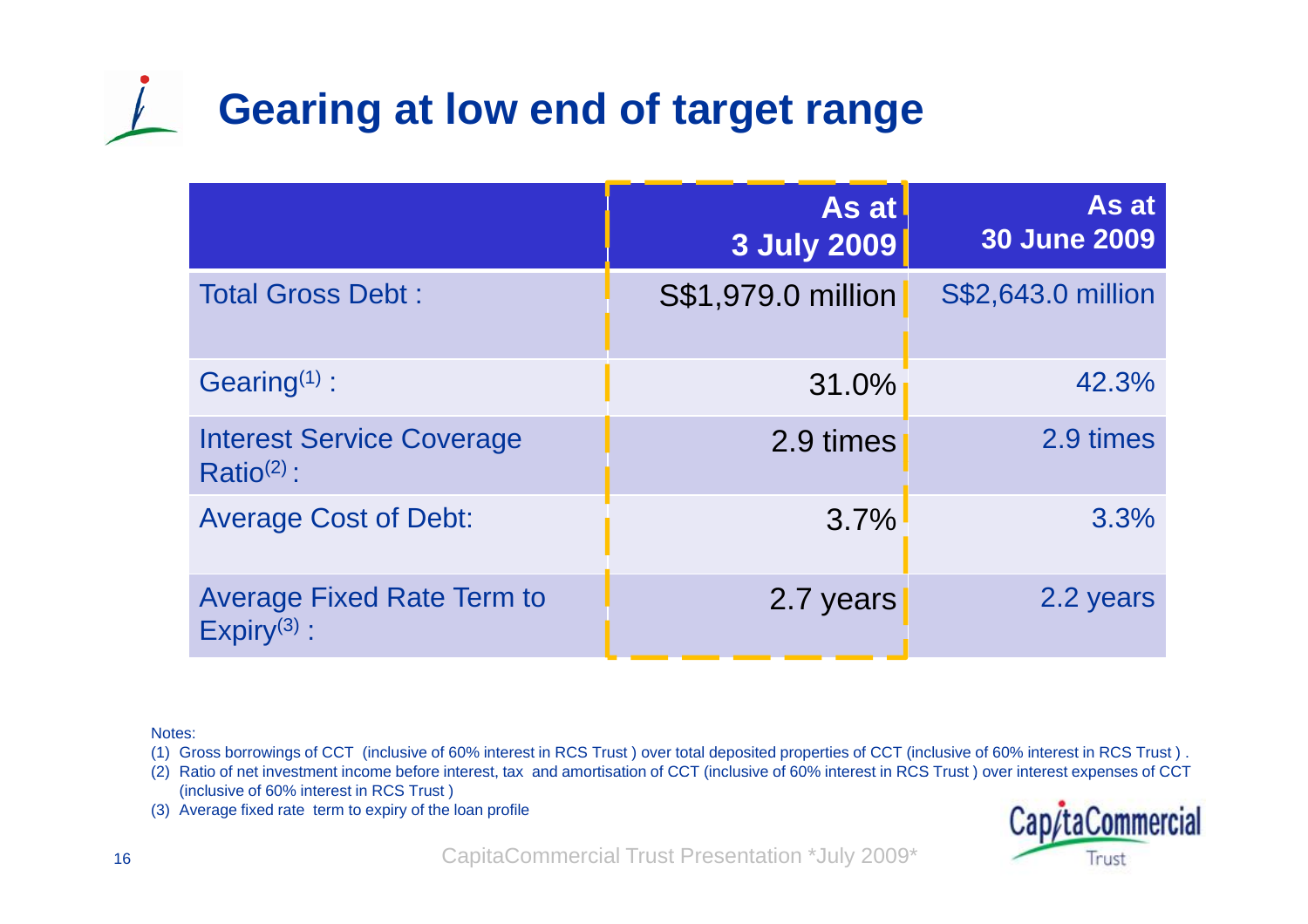# Gearing at low end of target range

| | As at 3 July 2009 | As at 30 June 2009 |
|---|---|---|
| Total Gross Debt : | S$1,979.0 million | S$2,643.0 million |
| Gearing[(1)] : | 31.0% | 42.3% |
| Interest Service Coverage Ratio[(2)] : | 2.9 times | 2.9 times |
| Average Cost of Debt: | 3.7% | 3.3% |
| Average Fixed Rate Term to Expiry[(3)] : | 2.7 years | 2.2 years |

Notes:

(1) Gross borrowings of CCT (inclusive of 60% interest in RCS Trust ) over total deposited properties of CCT (inclusive of 60% interest in RCS Trust ) .

(2) Ratio of net investment income before interest, tax and amortisation of CCT (inclusive of 60% interest in RCS Trust ) over interest expenses of CCT (inclusive of 60% interest in RCS Trust )

(3) Average fixed rate term to expiry of the loan profile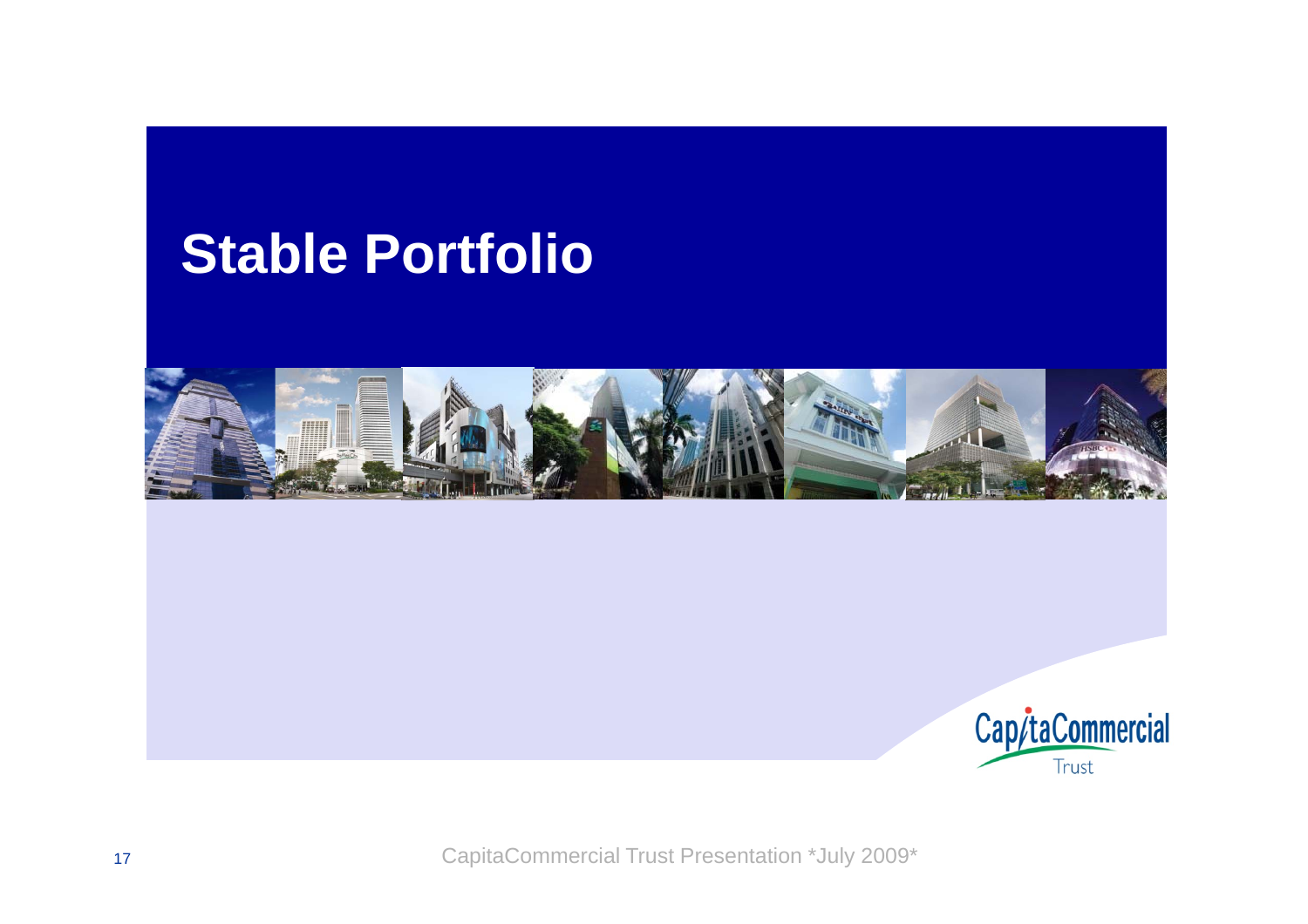# Stable Portfolio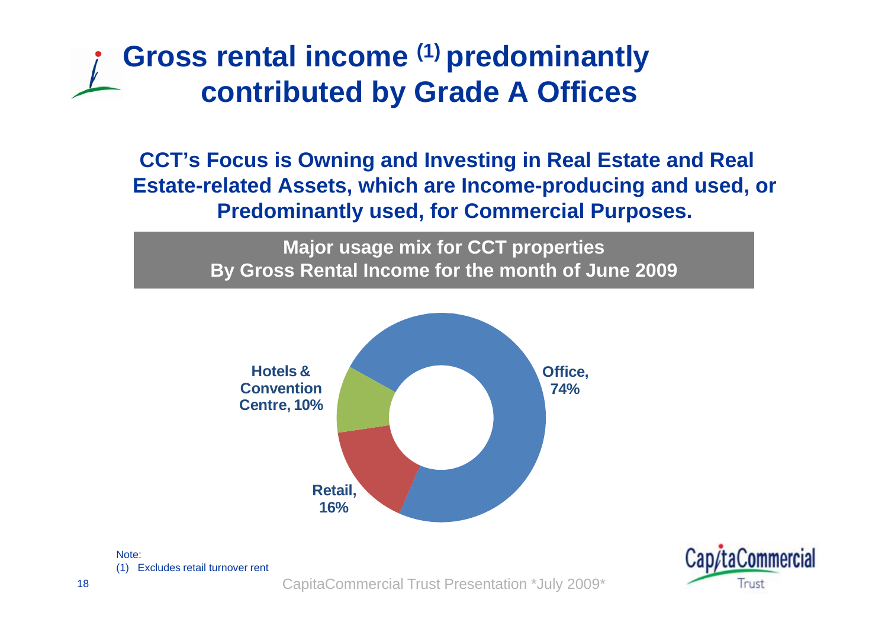# Gross rental income [1] predominantly contributed by Grade A Offices

**CCT's Focus is Owning and Investing in Real Estate and Real Estate-related Assets, which are Income-producing and used, or Predominantly used, for Commercial Purposes.**

**Major usage mix for CCT properties**
**By Gross Rental Income for the month of June 2009**

- Office, 74%
- Retail, 16%
- Hotels & Convention Centre, 10%

Note:
(1) Excludes retail turnover rent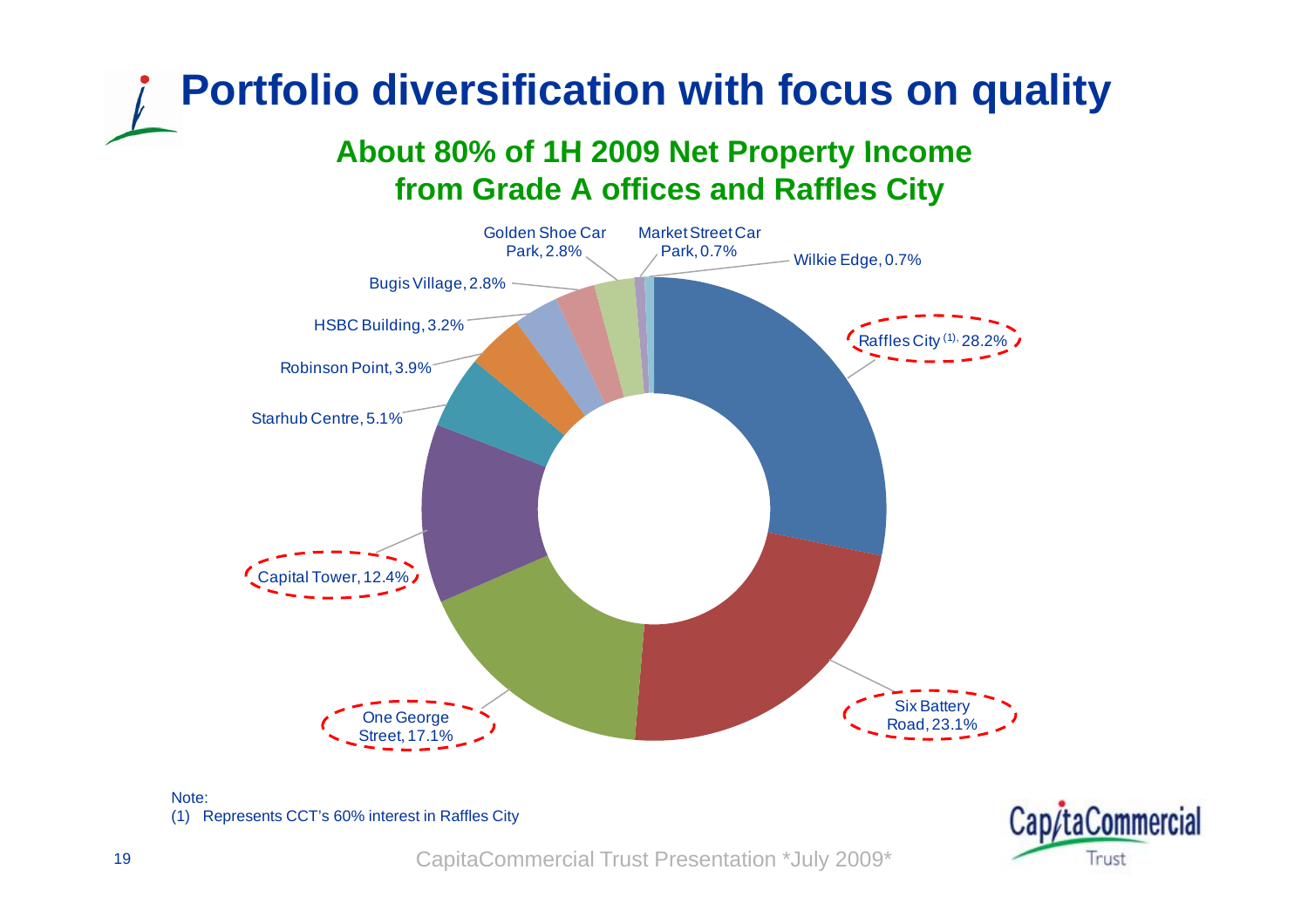# Portfolio diversification with focus on quality

## About 80% of 1H 2009 Net Property Income from Grade A offices and Raffles City

- Raffles City (1), 28.2%
- Six Battery Road, 23.1%
- One George Street, 17.1%
- Capital Tower, 12.4%
- Starhub Centre, 5.1%
- Robinson Point, 3.9%
- HSBC Building, 3.2%
- Bugis Village, 2.8%
- Golden Shoe Car Park, 2.8%
- Market Street Car Park, 0.7%
- Wilkie Edge, 0.7%

Note:
(1) Represents CCT's 60% interest in Raffles City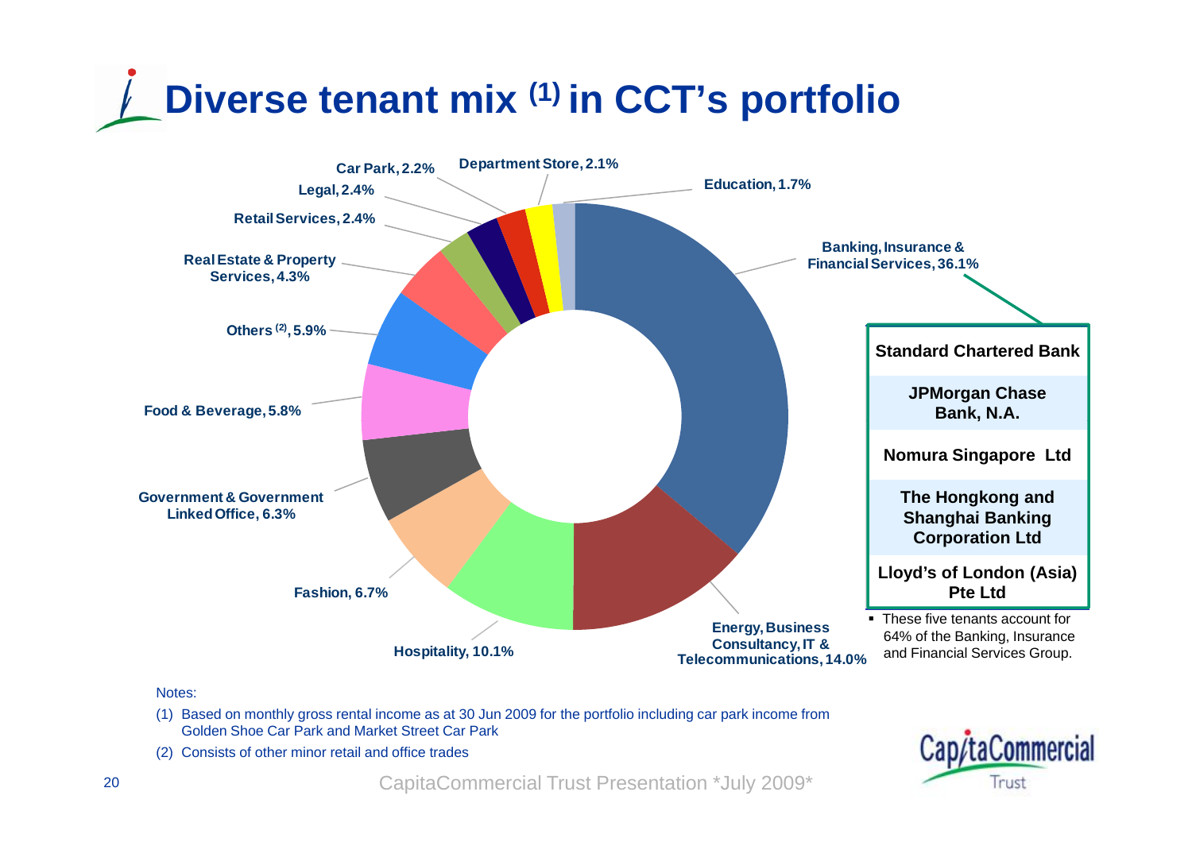# Diverse tenant mix (1) in CCT's portfolio

| Trade Sector | % |
|---|---|
| Banking, Insurance & Financial Services | 36.1% |
| Energy, Business Consultancy, IT & Telecommunications | 14.0% |
| Hospitality | 10.1% |
| Fashion | 6.7% |
| Government & Government Linked Office | 6.3% |
| Food & Beverage | 5.8% |
| Others (2) | 5.9% |
| Real Estate & Property Services | 4.3% |
| Retail Services | 2.4% |
| Legal | 2.4% |
| Car Park | 2.2% |
| Department Store | 2.1% |
| Education | 1.7% |

**Standard Chartered Bank**

**JPMorgan Chase Bank, N.A.**

**Nomura Singapore Ltd**

**The Hongkong and Shanghai Banking Corporation Ltd**

**Lloyd's of London (Asia) Pte Ltd**

- These five tenants account for 64% of the Banking, Insurance and Financial Services Group.

Notes:

(1) Based on monthly gross rental income as at 30 Jun 2009 for the portfolio including car park income from Golden Shoe Car Park and Market Street Car Park

(2) Consists of other minor retail and office trades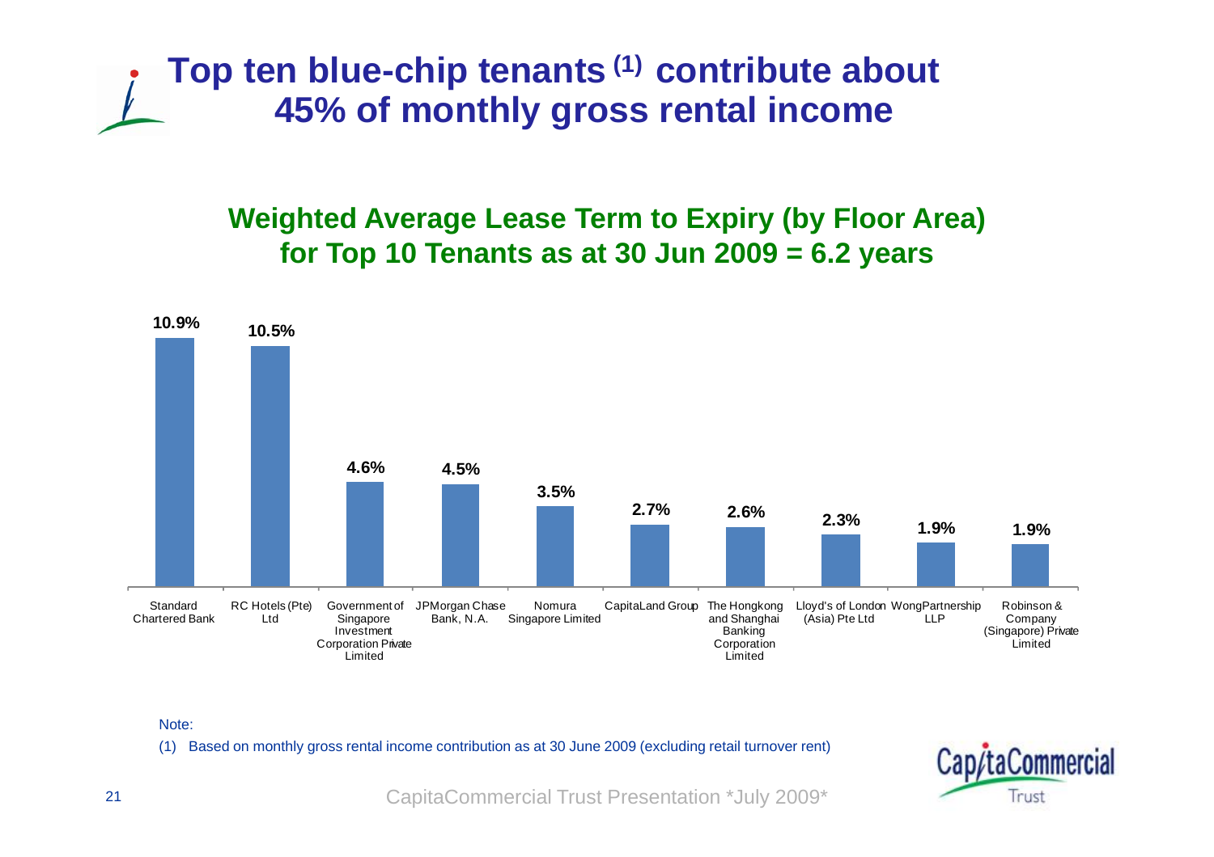# Top ten blue-chip tenants [1] contribute about 45% of monthly gross rental income

## Weighted Average Lease Term to Expiry (by Floor Area) for Top 10 Tenants as at 30 Jun 2009 = 6.2 years

| Tenant | Share of monthly gross rental income |
|---|---|
| Standard Chartered Bank | 10.9% |
| RC Hotels (Pte) Ltd | 10.5% |
| Government of Singapore Investment Corporation Private Limited | 4.6% |
| JPMorgan Chase Bank, N.A. | 4.5% |
| Nomura Singapore Limited | 3.5% |
| CapitaLand Group | 2.7% |
| The Hongkong and Shanghai Banking Corporation Limited | 2.6% |
| Lloyd's of London (Asia) Pte Ltd | 2.3% |
| WongPartnership LLP | 1.9% |
| Robinson & Company (Singapore) Private Limited | 1.9% |

Note:

(1) Based on monthly gross rental income contribution as at 30 June 2009 (excluding retail turnover rent)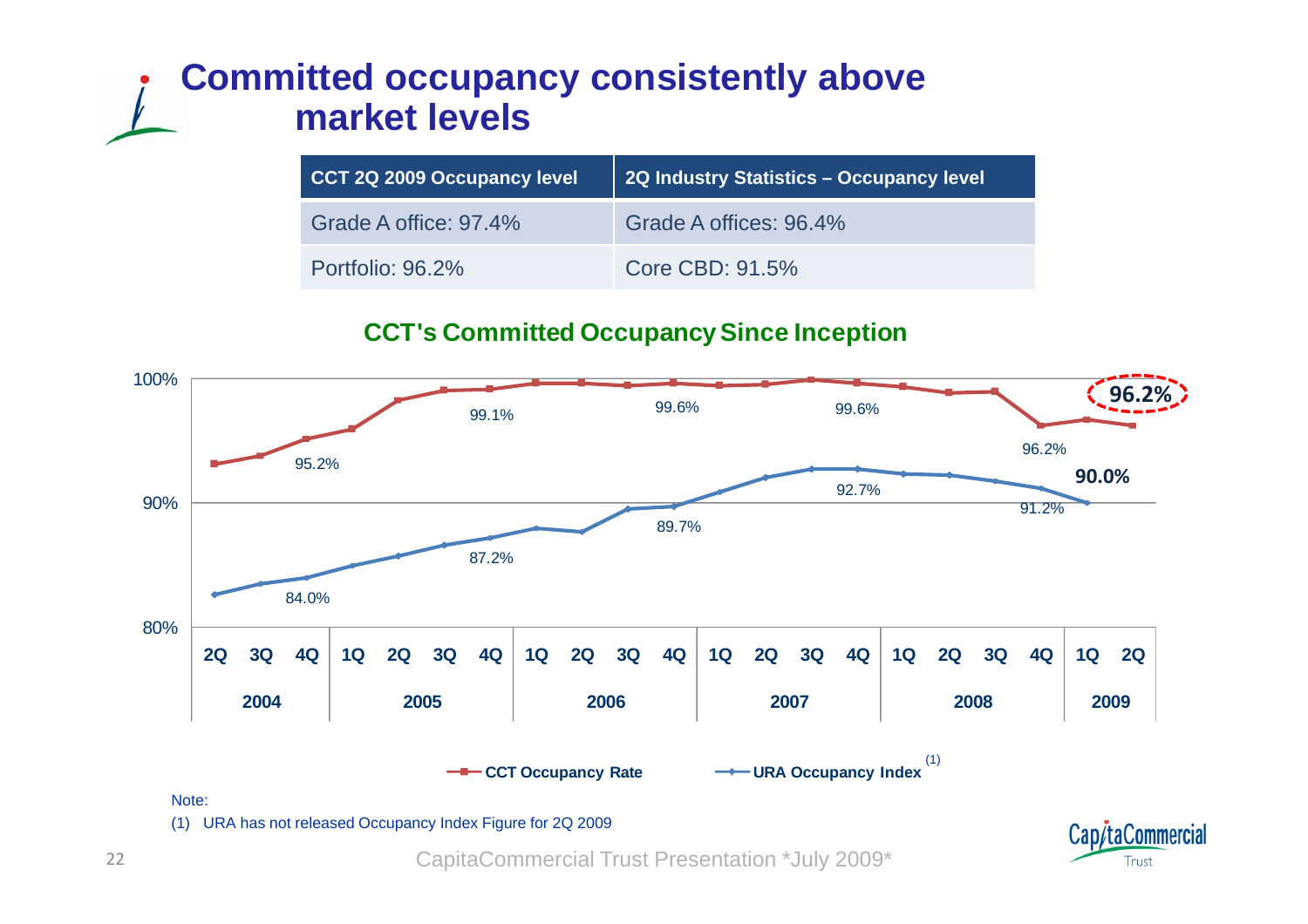# Committed occupancy consistently above market levels

| CCT 2Q 2009 Occupancy level | 2Q Industry Statistics – Occupancy level |
| --- | --- |
| Grade A office: 97.4% | Grade A offices: 96.4% |
| Portfolio: 96.2% | Core CBD: 91.5% |

**CCT's Committed Occupancy Since Inception**

| Year | Quarter | CCT Occupancy Rate | URA Occupancy Index (1) |
| --- | --- | --- | --- |
| 2004 | 4Q | 95.2% | 84.0% |
| 2005 | 4Q | 99.1% | 87.2% |
| 2006 | 4Q | 99.6% | 89.7% |
| 2007 | 4Q | 99.6% | 92.7% |
| 2008 | 4Q | 96.2% | 91.2% |
| 2009 | 1Q | | 90.0% |
| 2009 | 2Q | 96.2% | |

Note:

(1) URA has not released Occupancy Index Figure for 2Q 2009

CapitaCommercial Trust Presentation *July 2009*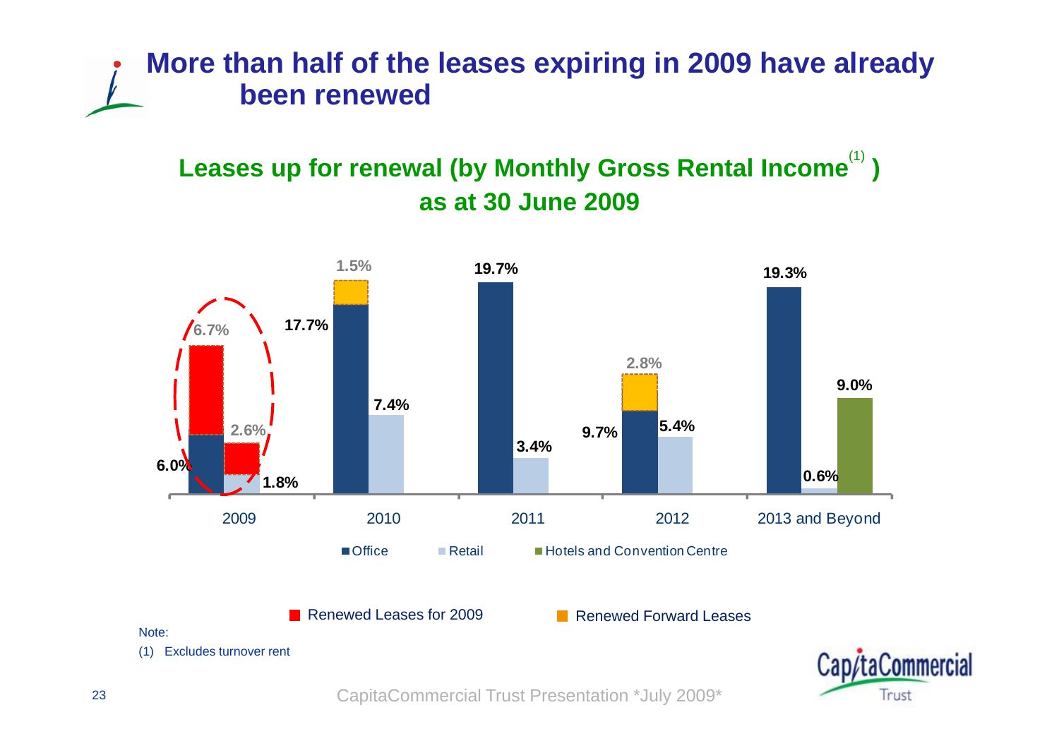# More than half of the leases expiring in 2009 have already been renewed

## Leases up for renewal (by Monthly Gross Rental Income[(1)]) as at 30 June 2009

| | Office | Office – Renewed | Retail | Retail – Renewed | Hotels and Convention Centre |
|---|---|---|---|---|---|
| 2009 | 6.0% | 6.7% (Renewed Leases for 2009) | 1.8% | 2.6% (Renewed Leases for 2009) | |
| 2010 | 17.7% | 1.5% (Renewed Forward Leases) | 7.4% | | |
| 2011 | 19.7% | | 3.4% | | |
| 2012 | 9.7% | 2.8% (Renewed Forward Leases) | 5.4% | | |
| 2013 and Beyond | 19.3% | | 0.6% | | 9.0% |

Legend: Office; Retail; Hotels and Convention Centre; Renewed Leases for 2009; Renewed Forward Leases

Note:

(1) Excludes turnover rent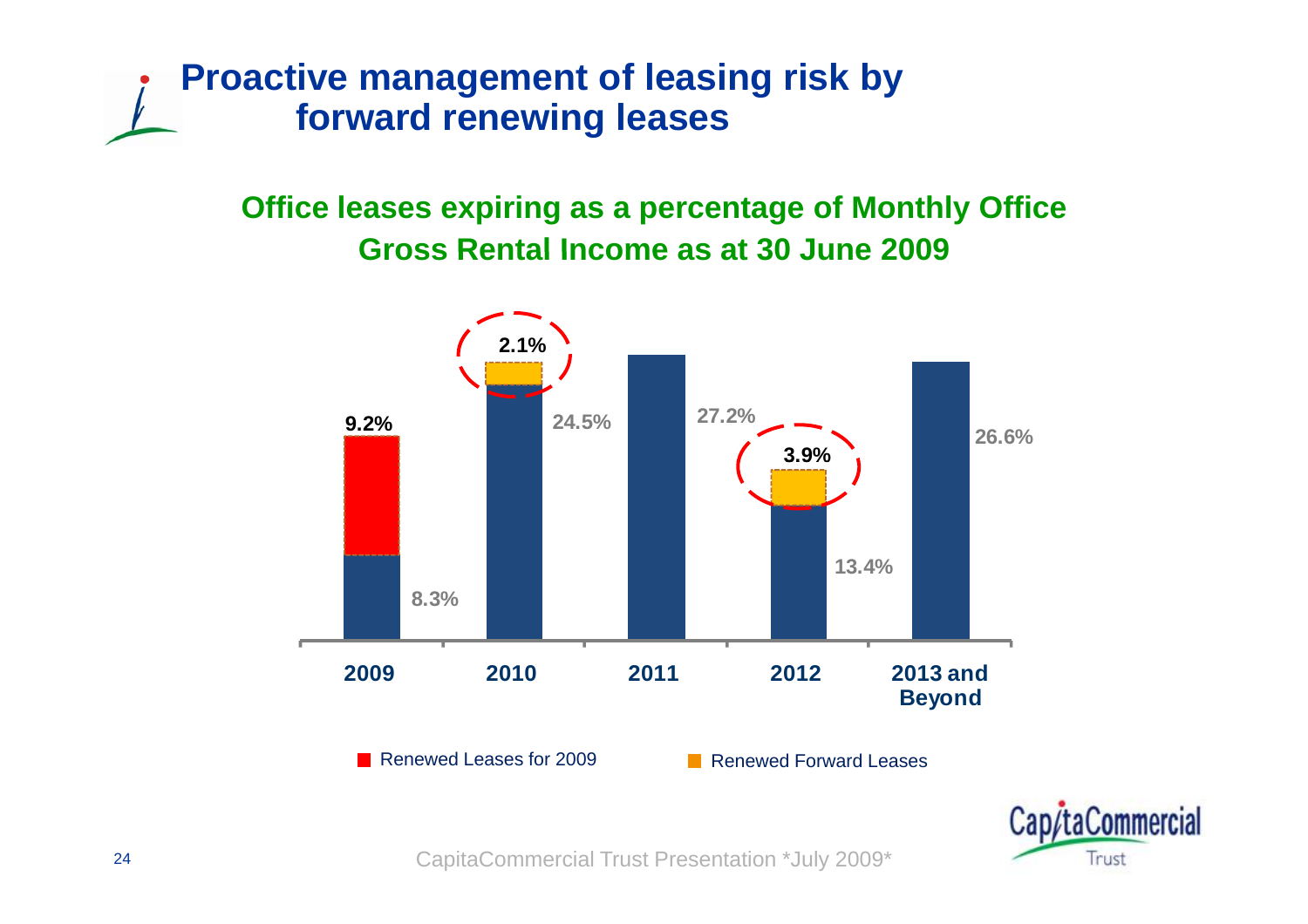# Proactive management of leasing risk by forward renewing leases

## Office leases expiring as a percentage of Monthly Office Gross Rental Income as at 30 June 2009

| Year | Office leases expiring | Renewed Leases for 2009 | Renewed Forward Leases |
|---|---|---|---|
| 2009 | 8.3% | 9.2% | |
| 2010 | 24.5% | | 2.1% |
| 2011 | 27.2% | | |
| 2012 | 13.4% | | 3.9% |
| 2013 and Beyond | 26.6% | | |

CapitaCommercial Trust Presentation \*July 2009\*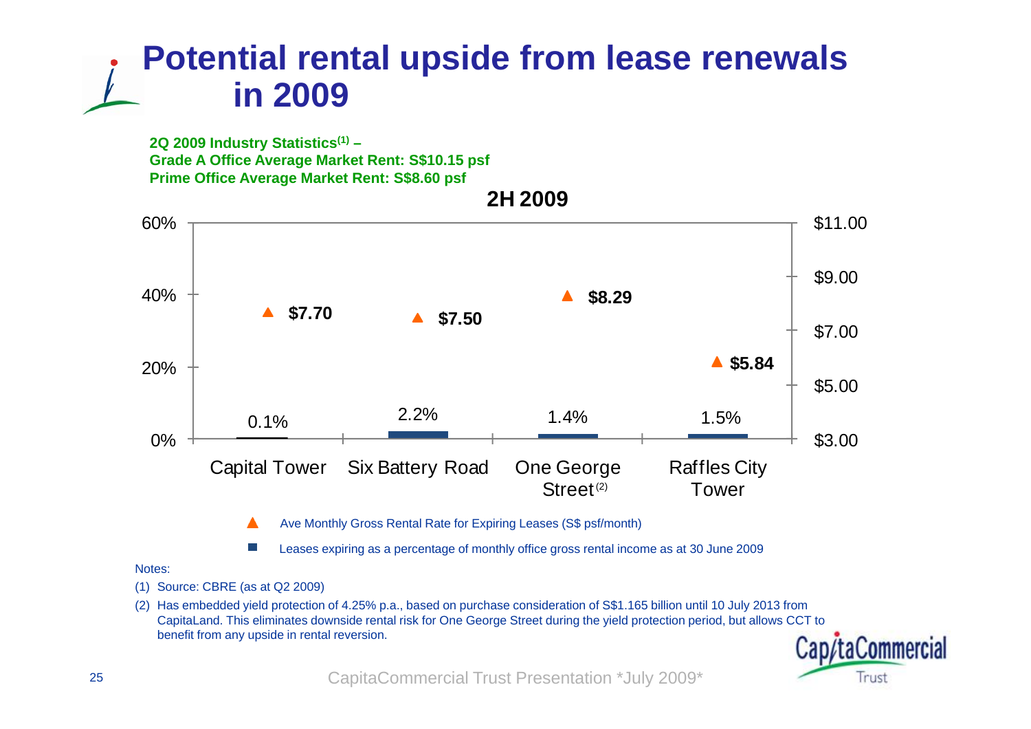# Potential rental upside from lease renewals in 2009

**2Q 2009 Industry Statistics[1] –**
**Grade A Office Average Market Rent: S$10.15 psf**
**Prime Office Average Market Rent: S$8.60 psf**

**2H 2009**

| | Capital Tower | Six Battery Road | One George Street[2] | Raffles City Tower |
|---|---|---|---|---|
| Ave Monthly Gross Rental Rate for Expiring Leases (S$ psf/month) | $7.70 | $7.50 | $8.29 | $5.84 |
| Leases expiring as a percentage of monthly office gross rental income as at 30 June 2009 | 0.1% | 2.2% | 1.4% | 1.5% |

Notes:

(1) Source: CBRE (as at Q2 2009)

(2) Has embedded yield protection of 4.25% p.a., based on purchase consideration of S$1.165 billion until 10 July 2013 from CapitaLand. This eliminates downside rental risk for One George Street during the yield protection period, but allows CCT to benefit from any upside in rental reversion.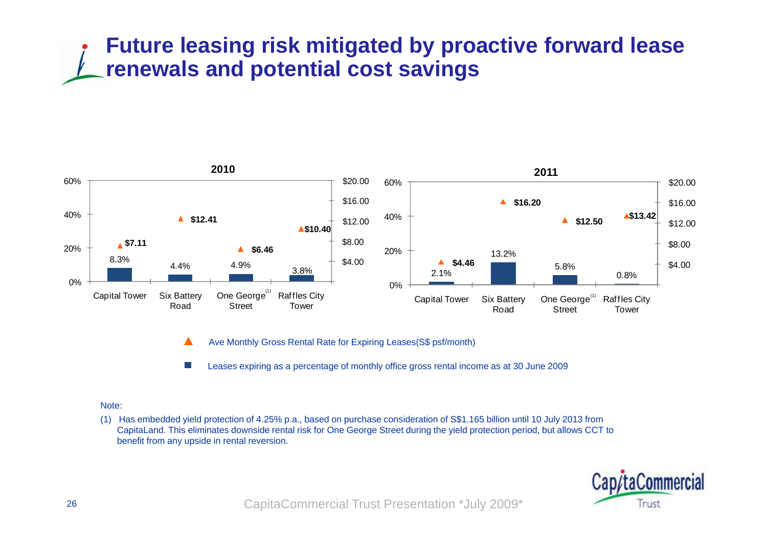# Future leasing risk mitigated by proactive forward lease renewals and potential cost savings

**2010**

| Property | Leases expiring as a percentage of monthly office gross rental income as at 30 June 2009 | Ave Monthly Gross Rental Rate for Expiring Leases (S$ psf/month) |
|---|---|---|
| Capital Tower | 8.3% | $7.11 |
| Six Battery Road | 4.4% | $12.41 |
| One George Street[1] | 4.9% | $6.46 |
| Raffles City Tower | 3.8% | $10.40 |

**2011**

| Property | Leases expiring as a percentage of monthly office gross rental income as at 30 June 2009 | Ave Monthly Gross Rental Rate for Expiring Leases (S$ psf/month) |
|---|---|---|
| Capital Tower | 2.1% | $4.46 |
| Six Battery Road | 13.2% | $16.20 |
| One George Street[1] | 5.8% | $12.50 |
| Raffles City Tower | 0.8% | $13.42 |

▲ Ave Monthly Gross Rental Rate for Expiring Leases(S$ psf/month)

■ Leases expiring as a percentage of monthly office gross rental income as at 30 June 2009

Note:

(1) Has embedded yield protection of 4.25% p.a., based on purchase consideration of S$1.165 billion until 10 July 2013 from CapitaLand. This eliminates downside rental risk for One George Street during the yield protection period, but allows CCT to benefit from any upside in rental reversion.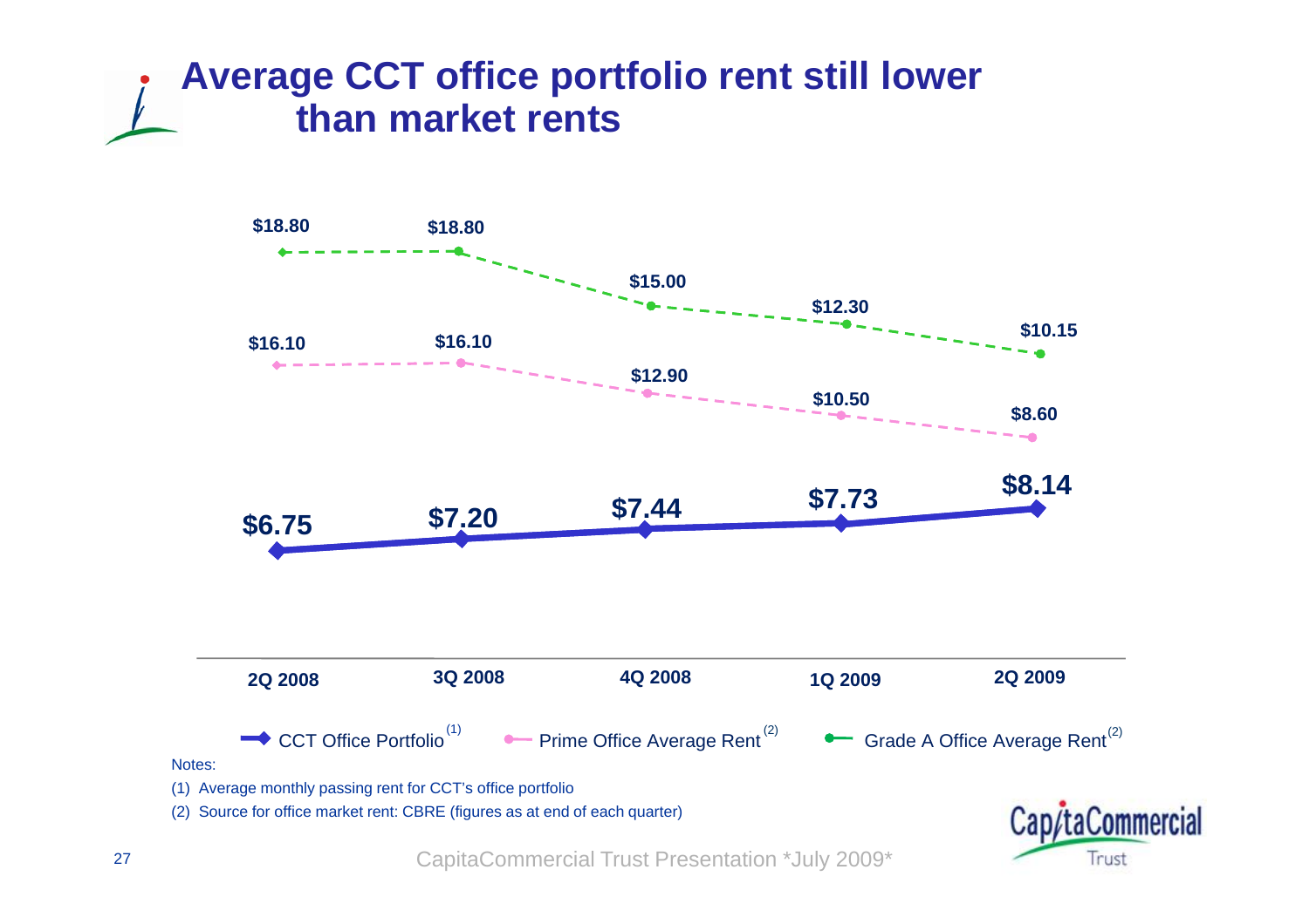# Average CCT office portfolio rent still lower than market rents

| | 2Q 2008 | 3Q 2008 | 4Q 2008 | 1Q 2009 | 2Q 2009 |
|---|---|---|---|---|---|
| Grade A Office Average Rent[(2)] | $18.80 | $18.80 | $15.00 | $12.30 | $10.15 |
| Prime Office Average Rent[(2)] | $16.10 | $16.10 | $12.90 | $10.50 | $8.60 |
| CCT Office Portfolio[(1)] | $6.75 | $7.20 | $7.44 | $7.73 | $8.14 |

Notes:

(1) Average monthly passing rent for CCT's office portfolio

(2) Source for office market rent: CBRE (figures as at end of each quarter)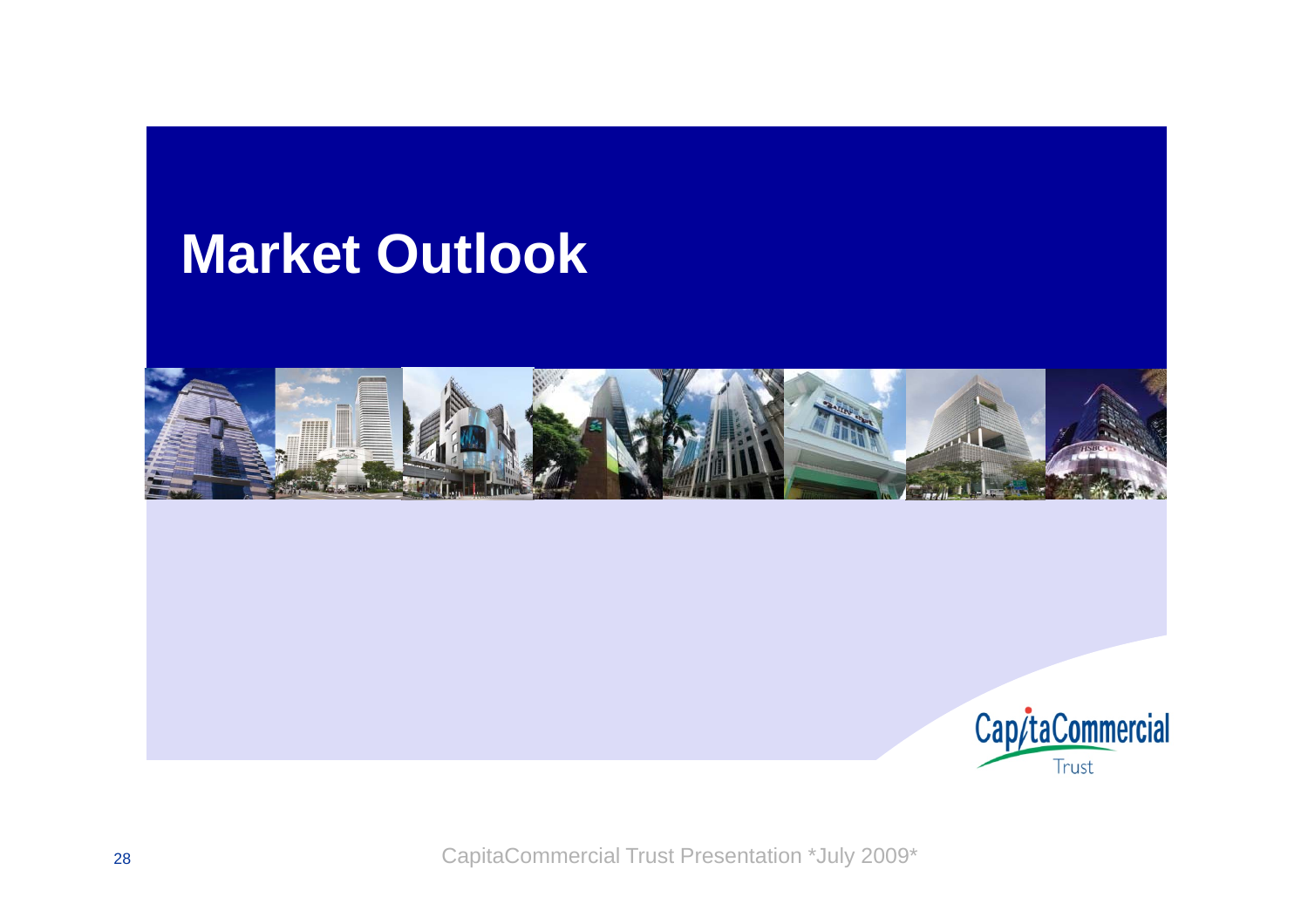# Market Outlook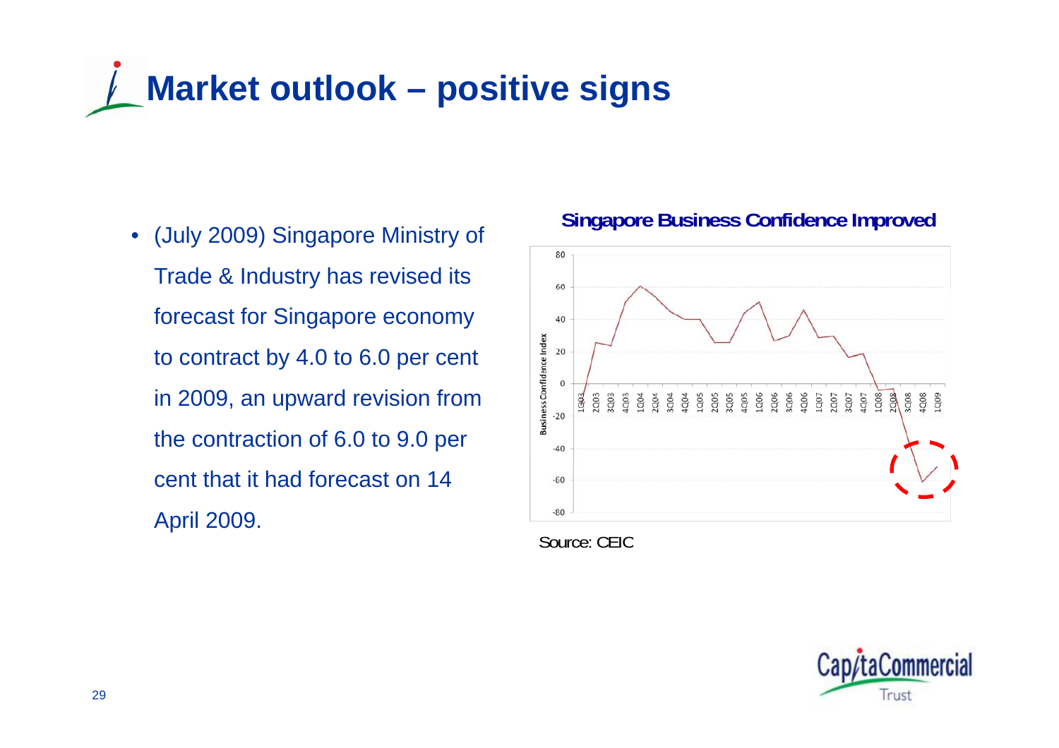# Market outlook – positive signs

- (July 2009) Singapore Ministry of Trade & Industry has revised its forecast for Singapore economy to contract by 4.0 to 6.0 per cent in 2009, an upward revision from the contraction of 6.0 to 9.0 per cent that it had forecast on 14 April 2009.

**Singapore Business Confidence Improved**

Source: CEIC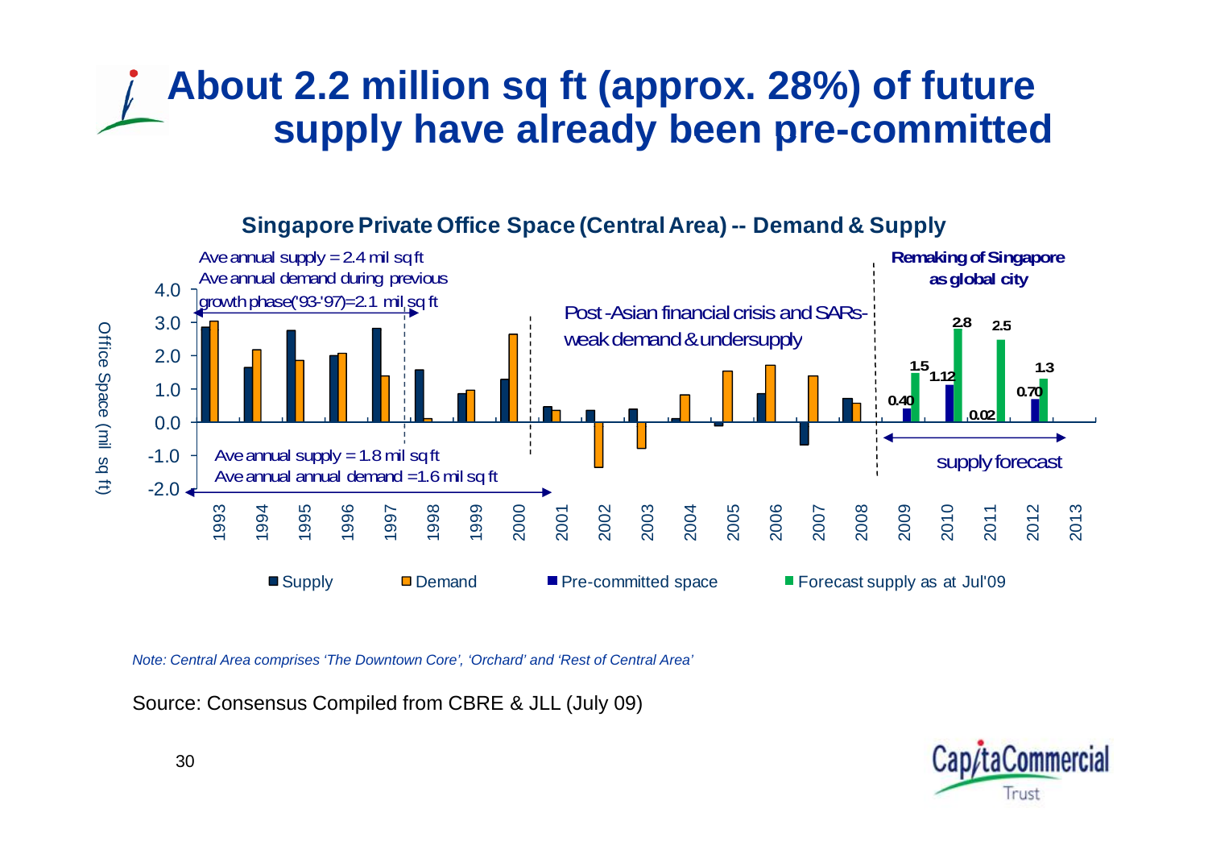# About 2.2 million sq ft (approx. 28%) of future supply have already been pre-committed

**Singapore Private Office Space (Central Area) -- Demand & Supply**

Ave annual supply = 2.4 mil sq ft
Ave annual demand during previous growth phase('93-'97)=2.1 mil sq ft

Post-Asian financial crisis and SARs- weak demand & undersupply

**Remaking of Singapore as global city**

Ave annual supply = 1.8 mil sq ft
Ave annual annual demand =1.6 mil sq ft

supply forecast

Office Space (mil sq ft)

| Year | Pre-committed space | Forecast supply as at Jul'09 |
|---|---|---|
| 2009 | 0.40 | 1.5 |
| 2010 | 1.12 | 2.8 |
| 2011 | 0.02 | 2.5 |
| 2012 | 0.70 | 1.3 |

■ Supply ■ Demand ■ Pre-committed space ■ Forecast supply as at Jul'09

*Note: Central Area comprises 'The Downtown Core', 'Orchard' and 'Rest of Central Area'*

Source: Consensus Compiled from CBRE & JLL (July 09)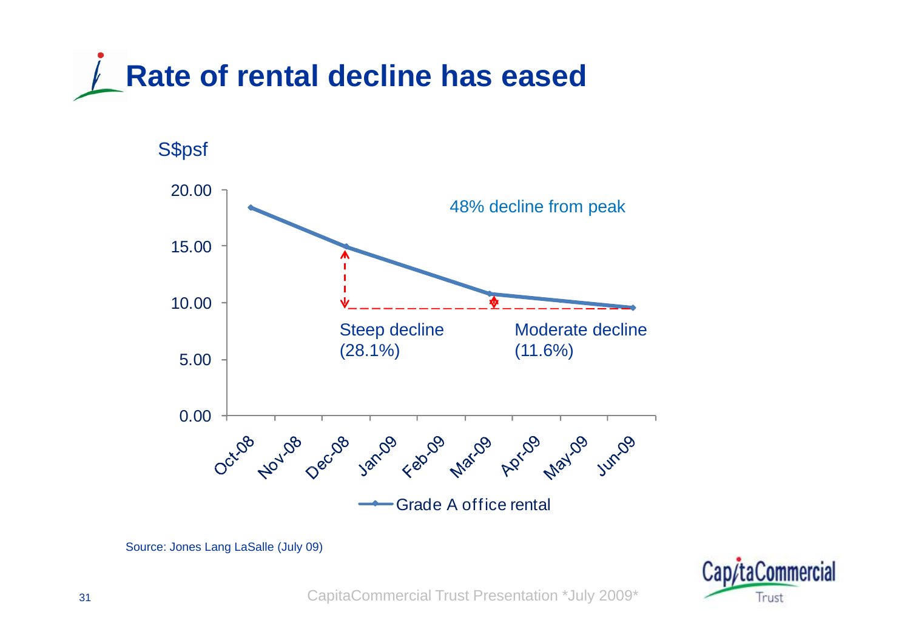# Rate of rental decline has eased

S$psf

48% decline from peak

Steep decline (28.1%)

Moderate decline (11.6%)

Grade A office rental

Source: Jones Lang LaSalle (July 09)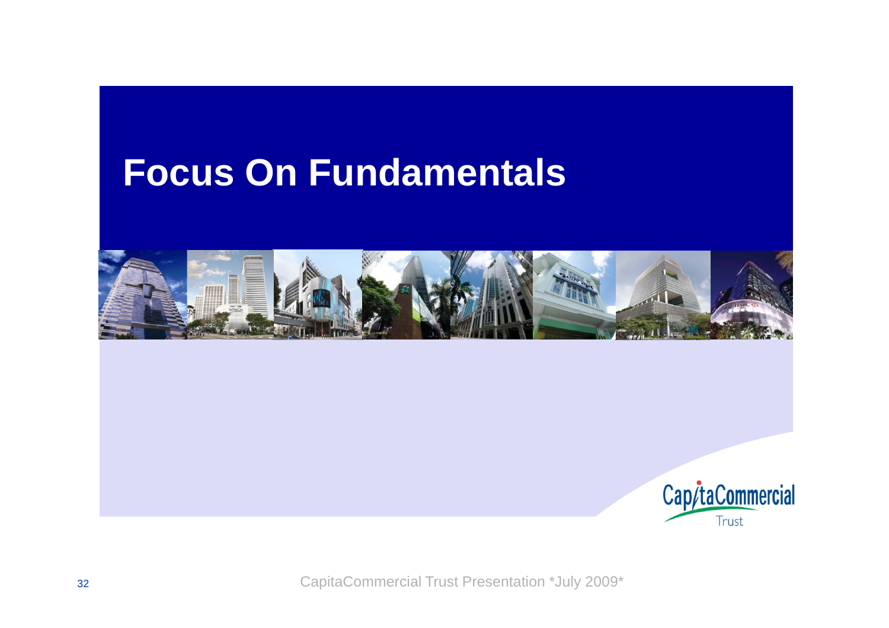# Focus On Fundamentals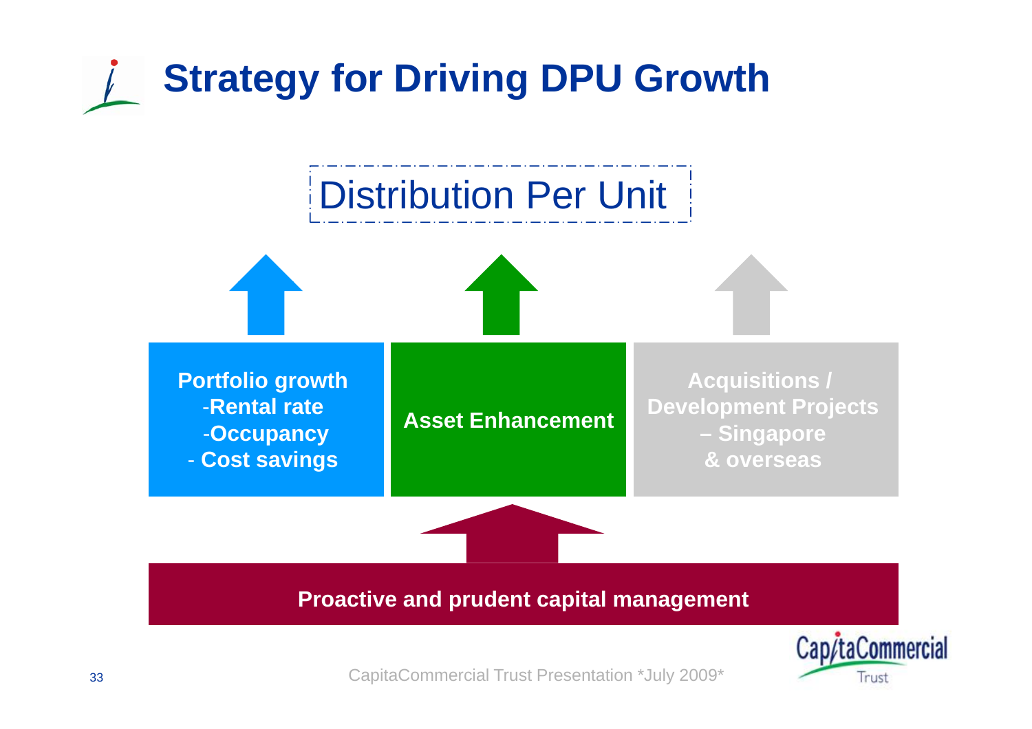# Strategy for Driving DPU Growth

Distribution Per Unit

**Portfolio growth**
-**Rental rate**
-**Occupancy**
- **Cost savings**

**Asset Enhancement**

**Acquisitions / Development Projects – Singapore & overseas**

**Proactive and prudent capital management**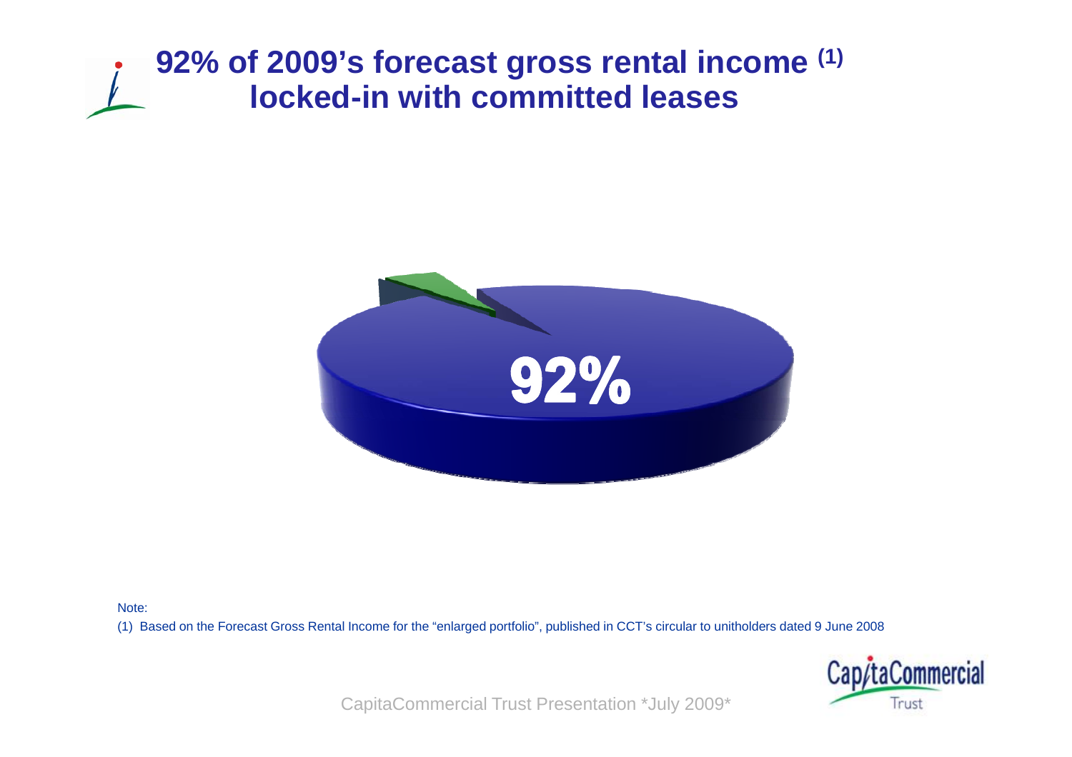# 92% of 2009's forecast gross rental income [1] locked-in with committed leases

92%

Note:

(1) Based on the Forecast Gross Rental Income for the "enlarged portfolio", published in CCT's circular to unitholders dated 9 June 2008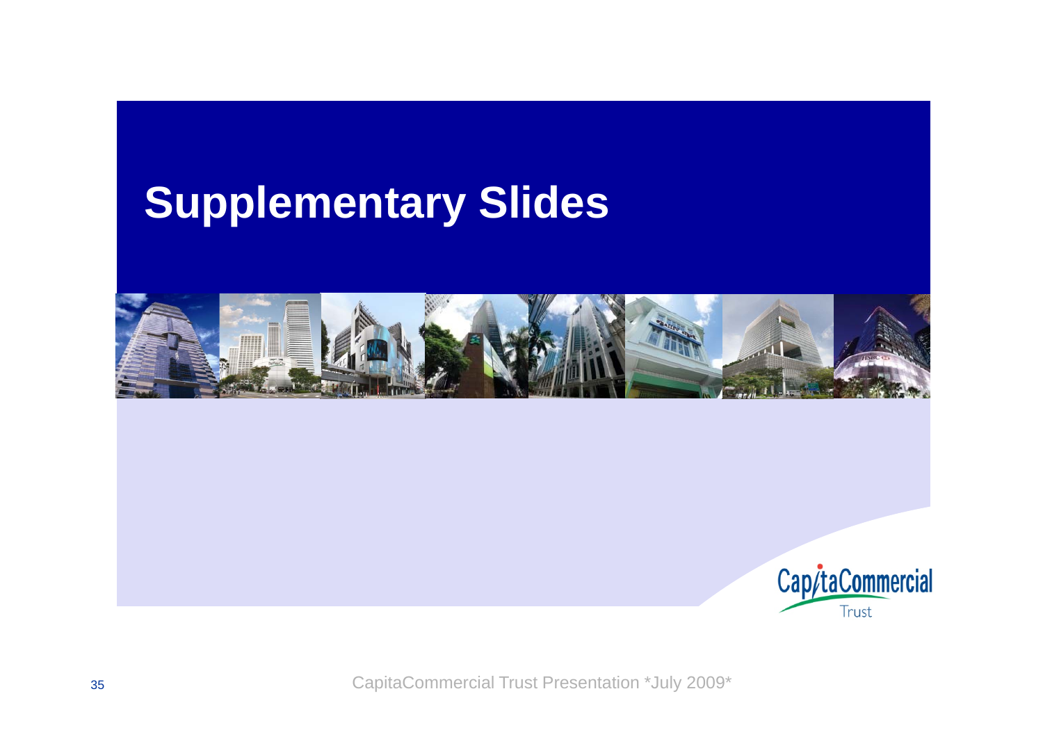# Supplementary Slides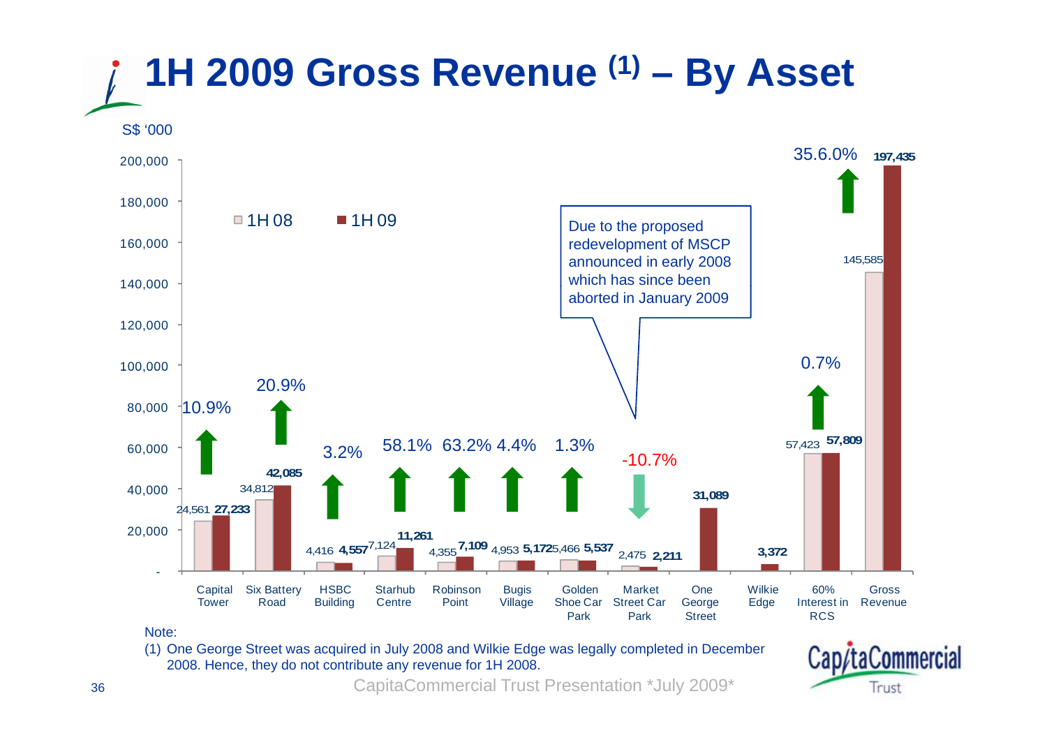# 1H 2009 Gross Revenue [1] – By Asset

S$ '000

| Asset | 1H 08 | 1H 09 | Change |
|---|---|---|---|
| Capital Tower | 24,561 | 27,233 | 10.9% |
| Six Battery Road | 34,812 | 42,085 | 20.9% |
| HSBC Building | 4,416 | 4,557 | 3.2% |
| Starhub Centre | 7,124 | 11,261 | 58.1% |
| Robinson Point | 4,355 | 7,109 | 63.2% |
| Bugis Village | 4,953 | 5,172 | 4.4% |
| Golden Shoe Car Park | 5,466 | 5,537 | 1.3% |
| Market Street Car Park | 2,475 | 2,211 | -10.7% |
| One George Street | | 31,089 | |
| Wilkie Edge | | 3,372 | |
| 60% Interest in RCS | 57,423 | 57,809 | 0.7% |
| Gross Revenue | 145,585 | 197,435 | 35.6% |

Due to the proposed redevelopment of MSCP announced in early 2008 which has since been aborted in January 2009

Note:

(1) One George Street was acquired in July 2008 and Wilkie Edge was legally completed in December 2008. Hence, they do not contribute any revenue for 1H 2008.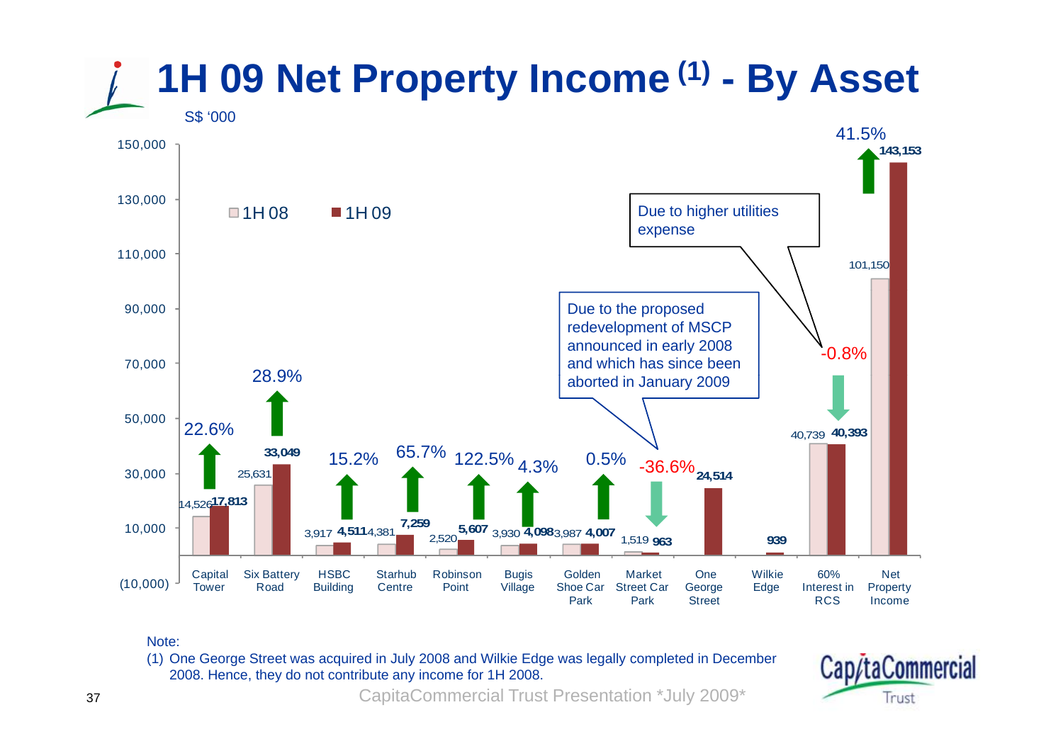# 1H 09 Net Property Income [(1)] - By Asset

S$ '000

| Asset | 1H 08 | 1H 09 | Change |
|---|---|---|---|
| Capital Tower | 14,526 | 17,813 | 22.6% |
| Six Battery Road | 25,631 | 33,049 | 28.9% |
| HSBC Building | 3,917 | 4,511 | 15.2% |
| Starhub Centre | 4,381 | 7,259 | 65.7% |
| Robinson Point | 2,520 | 5,607 | 122.5% |
| Bugis Village | 3,930 | 4,098 | 4.3% |
| Golden Shoe Car Park | 3,987 | 4,007 | 0.5% |
| Market Street Car Park | 1,519 | 963 | -36.6% |
| One George Street | | 24,514 | |
| Wilkie Edge | | 939 | |
| 60% Interest in RCS | 40,739 | 40,393 | -0.8% |
| Net Property Income | 101,150 | 143,153 | 41.5% |

Market Street Car Park: Due to the proposed redevelopment of MSCP announced in early 2008 and which has since been aborted in January 2009

60% Interest in RCS: Due to higher utilities expense

Note:

(1) One George Street was acquired in July 2008 and Wilkie Edge was legally completed in December 2008. Hence, they do not contribute any income for 1H 2008.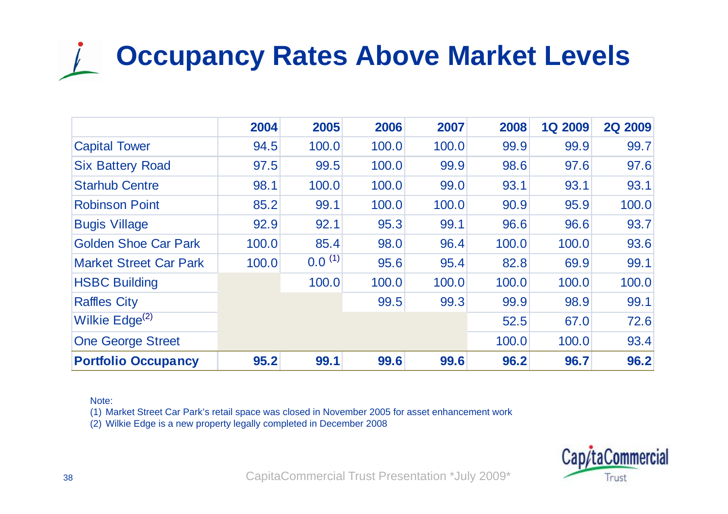# Occupancy Rates Above Market Levels

| | 2004 | 2005 | 2006 | 2007 | 2008 | 1Q 2009 | 2Q 2009 |
|---|---|---|---|---|---|---|---|
| Capital Tower | 94.5 | 100.0 | 100.0 | 100.0 | 99.9 | 99.9 | 99.7 |
| Six Battery Road | 97.5 | 99.5 | 100.0 | 99.9 | 98.6 | 97.6 | 97.6 |
| Starhub Centre | 98.1 | 100.0 | 100.0 | 99.0 | 93.1 | 93.1 | 93.1 |
| Robinson Point | 85.2 | 99.1 | 100.0 | 100.0 | 90.9 | 95.9 | 100.0 |
| Bugis Village | 92.9 | 92.1 | 95.3 | 99.1 | 96.6 | 96.6 | 93.7 |
| Golden Shoe Car Park | 100.0 | 85.4 | 98.0 | 96.4 | 100.0 | 100.0 | 93.6 |
| Market Street Car Park | 100.0 | 0.0 (1) | 95.6 | 95.4 | 82.8 | 69.9 | 99.1 |
| HSBC Building | | 100.0 | 100.0 | 100.0 | 100.0 | 100.0 | 100.0 |
| Raffles City | | | 99.5 | 99.3 | 99.9 | 98.9 | 99.1 |
| Wilkie Edge(2) | | | | | 52.5 | 67.0 | 72.6 |
| One George Street | | | | | 100.0 | 100.0 | 93.4 |
| **Portfolio Occupancy** | **95.2** | **99.1** | **99.6** | **99.6** | **96.2** | **96.7** | **96.2** |

Note:

(1) Market Street Car Park's retail space was closed in November 2005 for asset enhancement work

(2) Wilkie Edge is a new property legally completed in December 2008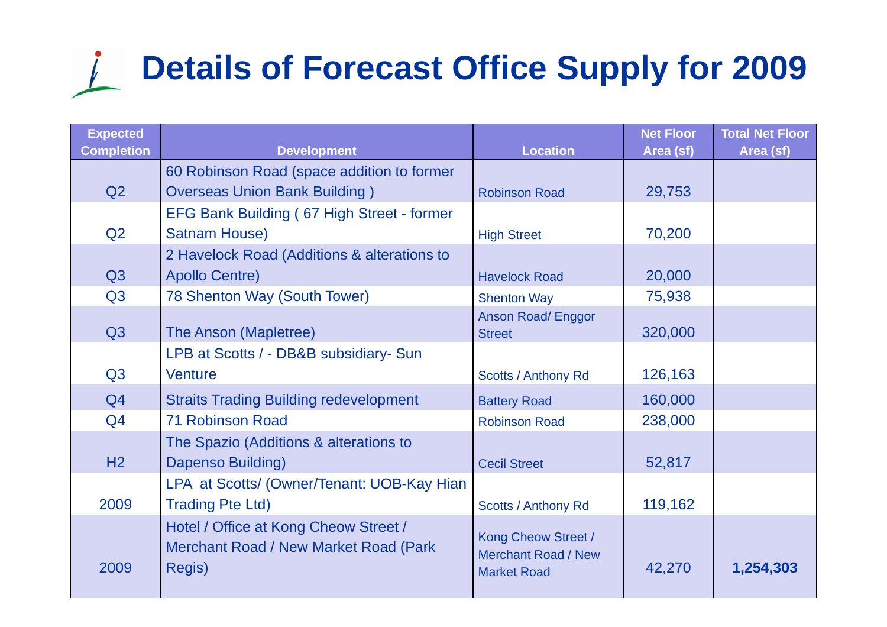# Details of Forecast Office Supply for 2009

| Expected Completion | Development | Location | Net Floor Area (sf) | Total Net Floor Area (sf) |
|---|---|---|---|---|
| Q2 | 60 Robinson Road (space addition to former Overseas Union Bank Building ) | Robinson Road | 29,753 | |
| Q2 | EFG Bank Building ( 67 High Street - former Satnam House) | High Street | 70,200 | |
| Q3 | 2 Havelock Road (Additions & alterations to Apollo Centre) | Havelock Road | 20,000 | |
| Q3 | 78 Shenton Way (South Tower) | Shenton Way | 75,938 | |
| Q3 | The Anson (Mapletree) | Anson Road/ Enggor Street | 320,000 | |
| Q3 | LPB at Scotts / - DB&B subsidiary- Sun Venture | Scotts / Anthony Rd | 126,163 | |
| Q4 | Straits Trading Building redevelopment | Battery Road | 160,000 | |
| Q4 | 71 Robinson Road | Robinson Road | 238,000 | |
| H2 | The Spazio (Additions & alterations to Dapenso Building) | Cecil Street | 52,817 | |
| 2009 | LPA at Scotts/ (Owner/Tenant: UOB-Kay Hian Trading Pte Ltd) | Scotts / Anthony Rd | 119,162 | |
| 2009 | Hotel / Office at Kong Cheow Street / Merchant Road / New Market Road (Park Regis) | Kong Cheow Street / Merchant Road / New Market Road | 42,270 | **1,254,303** |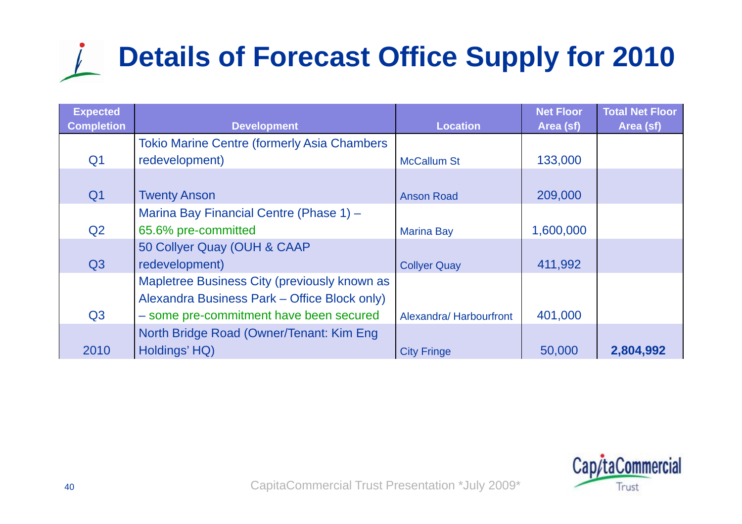# Details of Forecast Office Supply for 2010

| Expected Completion | Development | Location | Net Floor Area (sf) | Total Net Floor Area (sf) |
|---|---|---|---|---|
| Q1 | Tokio Marine Centre (formerly Asia Chambers redevelopment) | McCallum St | 133,000 | |
| Q1 | Twenty Anson | Anson Road | 209,000 | |
| Q2 | Marina Bay Financial Centre (Phase 1) – 65.6% pre-committed | Marina Bay | 1,600,000 | |
| Q3 | 50 Collyer Quay (OUH & CAAP redevelopment) | Collyer Quay | 411,992 | |
| Q3 | Mapletree Business City (previously known as Alexandra Business Park – Office Block only) – some pre-commitment have been secured | Alexandra/ Harbourfront | 401,000 | |
| 2010 | North Bridge Road (Owner/Tenant: Kim Eng Holdings' HQ) | City Fringe | 50,000 | **2,804,992** |

CapitaCommercial Trust Presentation *July 2009*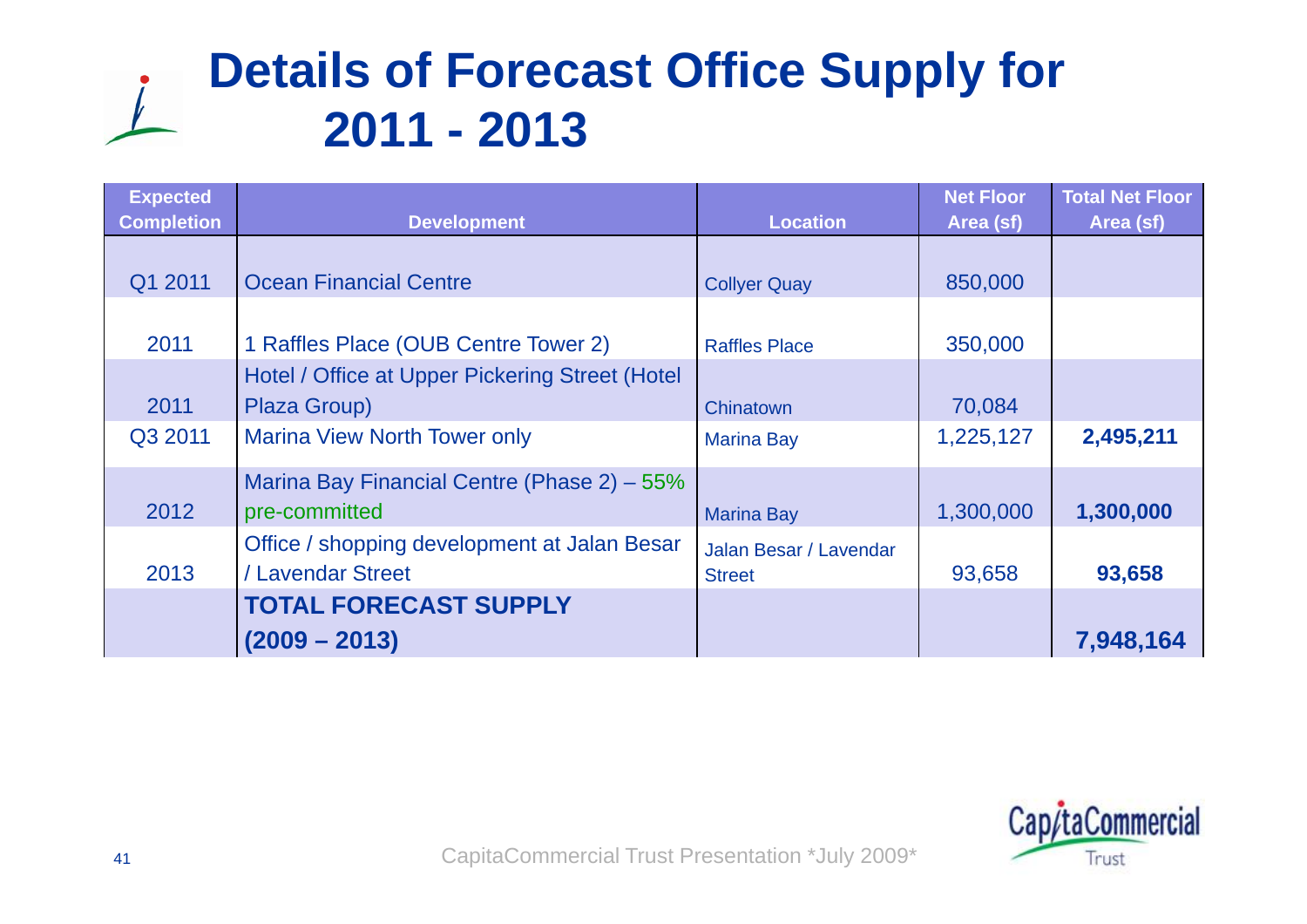# Details of Forecast Office Supply for 2011 - 2013

| Expected Completion | Development | Location | Net Floor Area (sf) | Total Net Floor Area (sf) |
|---|---|---|---|---|
| Q1 2011 | Ocean Financial Centre | Collyer Quay | 850,000 | |
| 2011 | 1 Raffles Place (OUB Centre Tower 2) | Raffles Place | 350,000 | |
| 2011 | Hotel / Office at Upper Pickering Street (Hotel Plaza Group) | Chinatown | 70,084 | |
| Q3 2011 | Marina View North Tower only | Marina Bay | 1,225,127 | **2,495,211** |
| 2012 | Marina Bay Financial Centre (Phase 2) – 55% pre-committed | Marina Bay | 1,300,000 | **1,300,000** |
| 2013 | Office / shopping development at Jalan Besar / Lavendar Street | Jalan Besar / Lavendar Street | 93,658 | **93,658** |
| | **TOTAL FORECAST SUPPLY (2009 – 2013)** | | | **7,948,164** |

CapitaCommercial Trust Presentation *July 2009*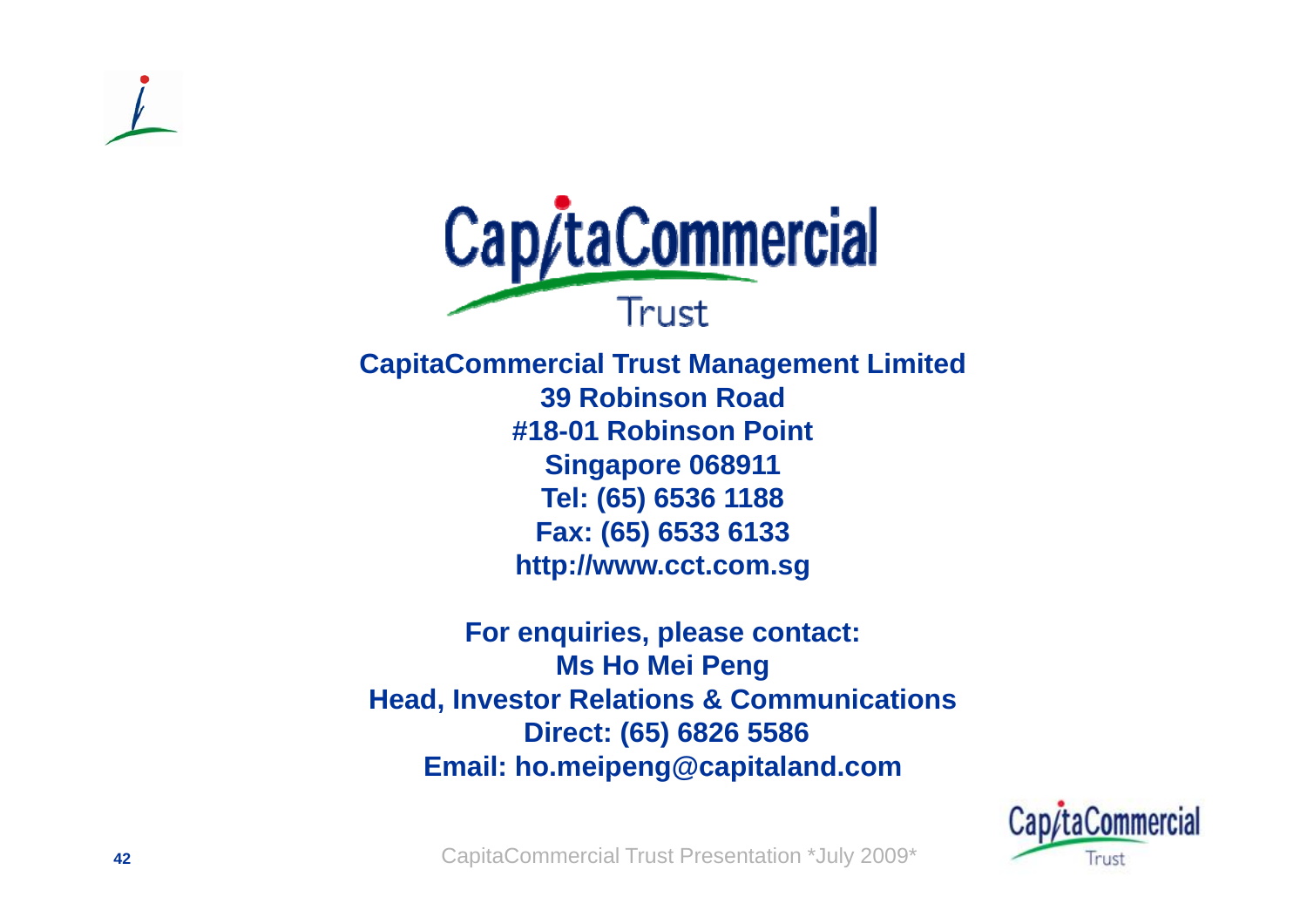**CapitaCommercial Trust Management Limited**
**39 Robinson Road**
**#18-01 Robinson Point**
**Singapore 068911**
**Tel: (65) 6536 1188**
**Fax: (65) 6533 6133**
**http://www.cct.com.sg**

**For enquiries, please contact:**
**Ms Ho Mei Peng**
**Head, Investor Relations & Communications**
**Direct: (65) 6826 5586**
**Email: ho.meipeng@capitaland.com**